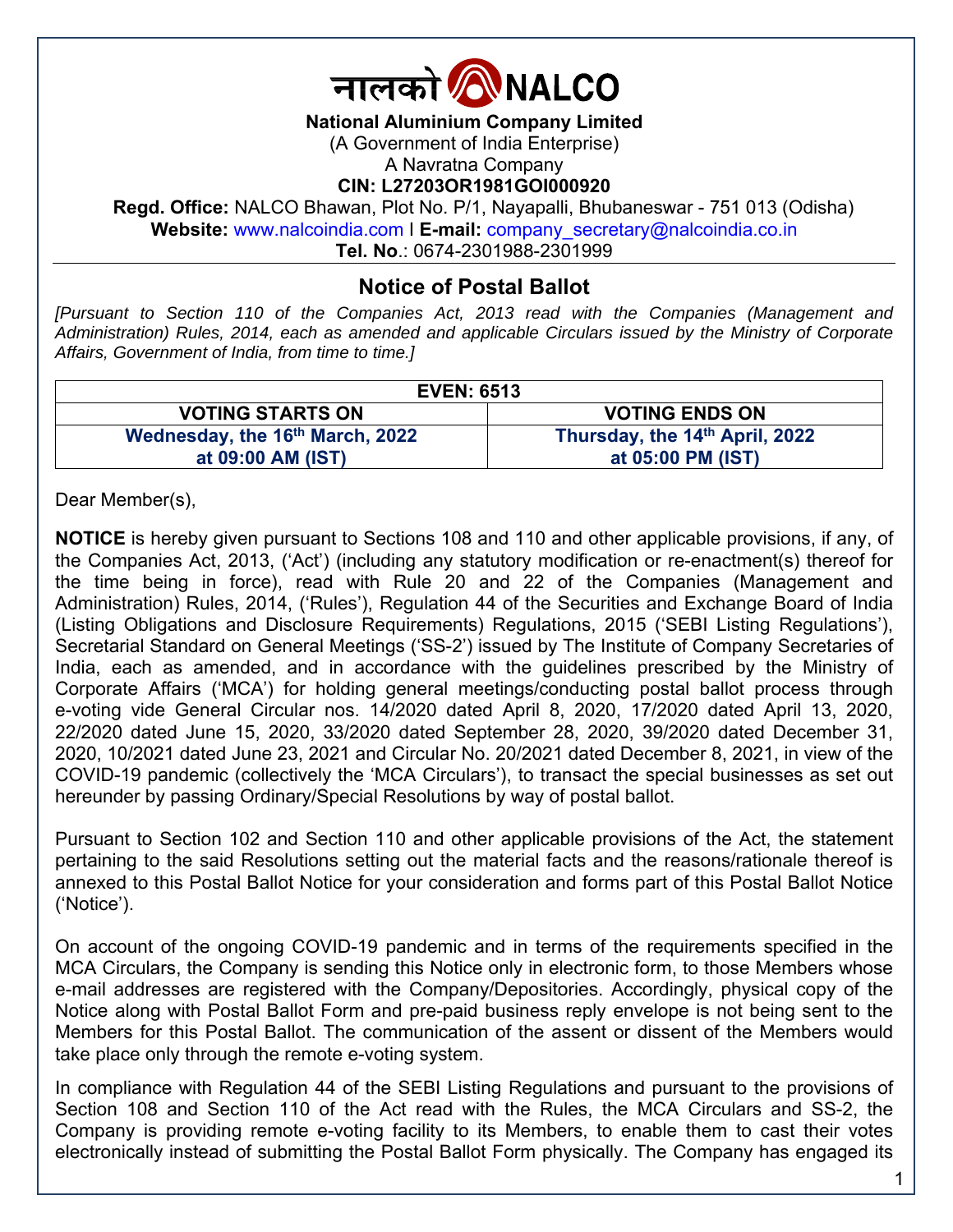नालको NALCO

**National Aluminium Company Limited**
(A Government of India Enterprise)
A Navratna Company
**CIN: L27203OR1981GOI000920**
**Regd. Office:** NALCO Bhawan, Plot No. P/1, Nayapalli, Bhubaneswar - 751 013 (Odisha)
**Website:** www.nalcoindia.com I **E-mail:** company_secretary@nalcoindia.co.in
**Tel. No**.: 0674-2301988-2301999

## Notice of Postal Ballot

*[Pursuant to Section 110 of the Companies Act, 2013 read with the Companies (Management and Administration) Rules, 2014, each as amended and applicable Circulars issued by the Ministry of Corporate Affairs, Government of India, from time to time.]*

| EVEN: 6513 | |
|---|---|
| **VOTING STARTS ON** | **VOTING ENDS ON** |
| **Wednesday, the 16th March, 2022 at 09:00 AM (IST)** | **Thursday, the 14th April, 2022 at 05:00 PM (IST)** |

Dear Member(s),

**NOTICE** is hereby given pursuant to Sections 108 and 110 and other applicable provisions, if any, of the Companies Act, 2013, ('Act') (including any statutory modification or re-enactment(s) thereof for the time being in force), read with Rule 20 and 22 of the Companies (Management and Administration) Rules, 2014, ('Rules'), Regulation 44 of the Securities and Exchange Board of India (Listing Obligations and Disclosure Requirements) Regulations, 2015 ('SEBI Listing Regulations'), Secretarial Standard on General Meetings ('SS-2') issued by The Institute of Company Secretaries of India, each as amended, and in accordance with the guidelines prescribed by the Ministry of Corporate Affairs ('MCA') for holding general meetings/conducting postal ballot process through e-voting vide General Circular nos. 14/2020 dated April 8, 2020, 17/2020 dated April 13, 2020, 22/2020 dated June 15, 2020, 33/2020 dated September 28, 2020, 39/2020 dated December 31, 2020, 10/2021 dated June 23, 2021 and Circular No. 20/2021 dated December 8, 2021, in view of the COVID-19 pandemic (collectively the 'MCA Circulars'), to transact the special businesses as set out hereunder by passing Ordinary/Special Resolutions by way of postal ballot.

Pursuant to Section 102 and Section 110 and other applicable provisions of the Act, the statement pertaining to the said Resolutions setting out the material facts and the reasons/rationale thereof is annexed to this Postal Ballot Notice for your consideration and forms part of this Postal Ballot Notice ('Notice').

On account of the ongoing COVID-19 pandemic and in terms of the requirements specified in the MCA Circulars, the Company is sending this Notice only in electronic form, to those Members whose e-mail addresses are registered with the Company/Depositories. Accordingly, physical copy of the Notice along with Postal Ballot Form and pre-paid business reply envelope is not being sent to the Members for this Postal Ballot. The communication of the assent or dissent of the Members would take place only through the remote e-voting system.

In compliance with Regulation 44 of the SEBI Listing Regulations and pursuant to the provisions of Section 108 and Section 110 of the Act read with the Rules, the MCA Circulars and SS-2, the Company is providing remote e-voting facility to its Members, to enable them to cast their votes electronically instead of submitting the Postal Ballot Form physically. The Company has engaged its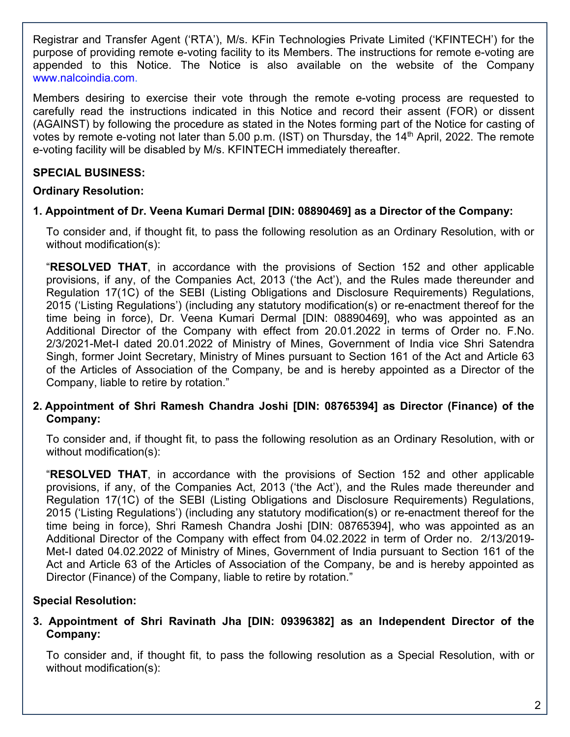Registrar and Transfer Agent ('RTA'), M/s. KFin Technologies Private Limited ('KFINTECH') for the purpose of providing remote e-voting facility to its Members. The instructions for remote e-voting are appended to this Notice. The Notice is also available on the website of the Company www.nalcoindia.com.

Members desiring to exercise their vote through the remote e-voting process are requested to carefully read the instructions indicated in this Notice and record their assent (FOR) or dissent (AGAINST) by following the procedure as stated in the Notes forming part of the Notice for casting of votes by remote e-voting not later than 5.00 p.m. (IST) on Thursday, the 14th April, 2022. The remote e-voting facility will be disabled by M/s. KFINTECH immediately thereafter.

**SPECIAL BUSINESS:**

**Ordinary Resolution:**

**1. Appointment of Dr. Veena Kumari Dermal [DIN: 08890469] as a Director of the Company:**

To consider and, if thought fit, to pass the following resolution as an Ordinary Resolution, with or without modification(s):

"**RESOLVED THAT**, in accordance with the provisions of Section 152 and other applicable provisions, if any, of the Companies Act, 2013 ('the Act'), and the Rules made thereunder and Regulation 17(1C) of the SEBI (Listing Obligations and Disclosure Requirements) Regulations, 2015 ('Listing Regulations') (including any statutory modification(s) or re-enactment thereof for the time being in force), Dr. Veena Kumari Dermal [DIN: 08890469], who was appointed as an Additional Director of the Company with effect from 20.01.2022 in terms of Order no. F.No. 2/3/2021-Met-I dated 20.01.2022 of Ministry of Mines, Government of India vice Shri Satendra Singh, former Joint Secretary, Ministry of Mines pursuant to Section 161 of the Act and Article 63 of the Articles of Association of the Company, be and is hereby appointed as a Director of the Company, liable to retire by rotation."

**2. Appointment of Shri Ramesh Chandra Joshi [DIN: 08765394] as Director (Finance) of the Company:**

To consider and, if thought fit, to pass the following resolution as an Ordinary Resolution, with or without modification(s):

"**RESOLVED THAT**, in accordance with the provisions of Section 152 and other applicable provisions, if any, of the Companies Act, 2013 ('the Act'), and the Rules made thereunder and Regulation 17(1C) of the SEBI (Listing Obligations and Disclosure Requirements) Regulations, 2015 ('Listing Regulations') (including any statutory modification(s) or re-enactment thereof for the time being in force), Shri Ramesh Chandra Joshi [DIN: 08765394], who was appointed as an Additional Director of the Company with effect from 04.02.2022 in term of Order no. 2/13/2019-Met-I dated 04.02.2022 of Ministry of Mines, Government of India pursuant to Section 161 of the Act and Article 63 of the Articles of Association of the Company, be and is hereby appointed as Director (Finance) of the Company, liable to retire by rotation."

**Special Resolution:**

**3. Appointment of Shri Ravinath Jha [DIN: 09396382] as an Independent Director of the Company:**

To consider and, if thought fit, to pass the following resolution as a Special Resolution, with or without modification(s):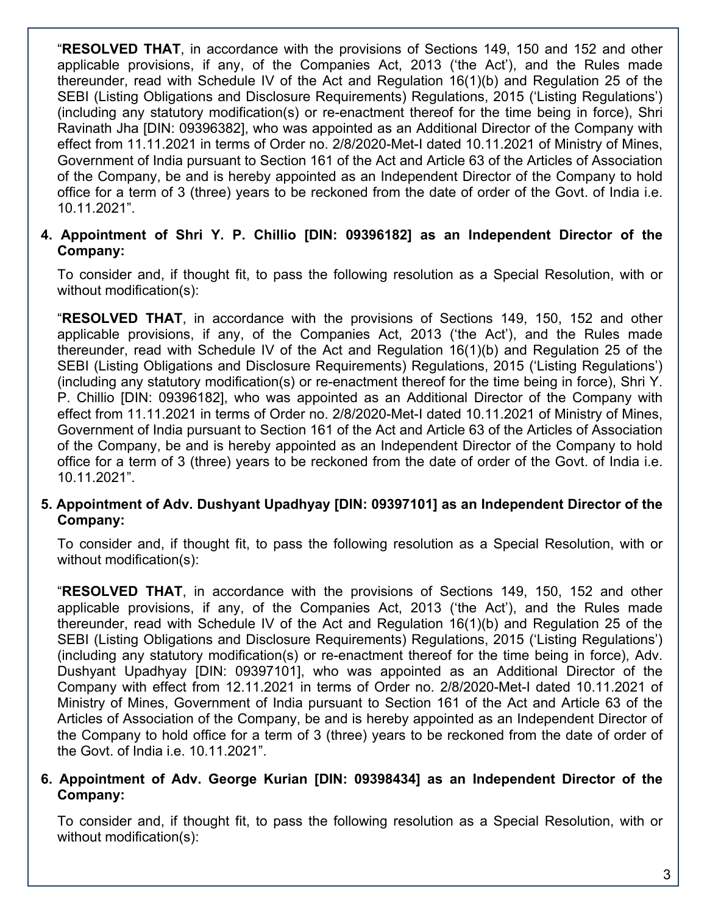"**RESOLVED THAT**, in accordance with the provisions of Sections 149, 150 and 152 and other applicable provisions, if any, of the Companies Act, 2013 ('the Act'), and the Rules made thereunder, read with Schedule IV of the Act and Regulation 16(1)(b) and Regulation 25 of the SEBI (Listing Obligations and Disclosure Requirements) Regulations, 2015 ('Listing Regulations') (including any statutory modification(s) or re-enactment thereof for the time being in force), Shri Ravinath Jha [DIN: 09396382], who was appointed as an Additional Director of the Company with effect from 11.11.2021 in terms of Order no. 2/8/2020-Met-I dated 10.11.2021 of Ministry of Mines, Government of India pursuant to Section 161 of the Act and Article 63 of the Articles of Association of the Company, be and is hereby appointed as an Independent Director of the Company to hold office for a term of 3 (three) years to be reckoned from the date of order of the Govt. of India i.e. 10.11.2021".

**4. Appointment of Shri Y. P. Chillio [DIN: 09396182] as an Independent Director of the Company:**

To consider and, if thought fit, to pass the following resolution as a Special Resolution, with or without modification(s):

"**RESOLVED THAT**, in accordance with the provisions of Sections 149, 150, 152 and other applicable provisions, if any, of the Companies Act, 2013 ('the Act'), and the Rules made thereunder, read with Schedule IV of the Act and Regulation 16(1)(b) and Regulation 25 of the SEBI (Listing Obligations and Disclosure Requirements) Regulations, 2015 ('Listing Regulations') (including any statutory modification(s) or re-enactment thereof for the time being in force), Shri Y. P. Chillio [DIN: 09396182], who was appointed as an Additional Director of the Company with effect from 11.11.2021 in terms of Order no. 2/8/2020-Met-I dated 10.11.2021 of Ministry of Mines, Government of India pursuant to Section 161 of the Act and Article 63 of the Articles of Association of the Company, be and is hereby appointed as an Independent Director of the Company to hold office for a term of 3 (three) years to be reckoned from the date of order of the Govt. of India i.e. 10.11.2021".

**5. Appointment of Adv. Dushyant Upadhyay [DIN: 09397101] as an Independent Director of the Company:**

To consider and, if thought fit, to pass the following resolution as a Special Resolution, with or without modification(s):

"**RESOLVED THAT**, in accordance with the provisions of Sections 149, 150, 152 and other applicable provisions, if any, of the Companies Act, 2013 ('the Act'), and the Rules made thereunder, read with Schedule IV of the Act and Regulation 16(1)(b) and Regulation 25 of the SEBI (Listing Obligations and Disclosure Requirements) Regulations, 2015 ('Listing Regulations') (including any statutory modification(s) or re-enactment thereof for the time being in force), Adv. Dushyant Upadhyay [DIN: 09397101], who was appointed as an Additional Director of the Company with effect from 12.11.2021 in terms of Order no. 2/8/2020-Met-I dated 10.11.2021 of Ministry of Mines, Government of India pursuant to Section 161 of the Act and Article 63 of the Articles of Association of the Company, be and is hereby appointed as an Independent Director of the Company to hold office for a term of 3 (three) years to be reckoned from the date of order of the Govt. of India i.e. 10.11.2021".

**6. Appointment of Adv. George Kurian [DIN: 09398434] as an Independent Director of the Company:**

To consider and, if thought fit, to pass the following resolution as a Special Resolution, with or without modification(s):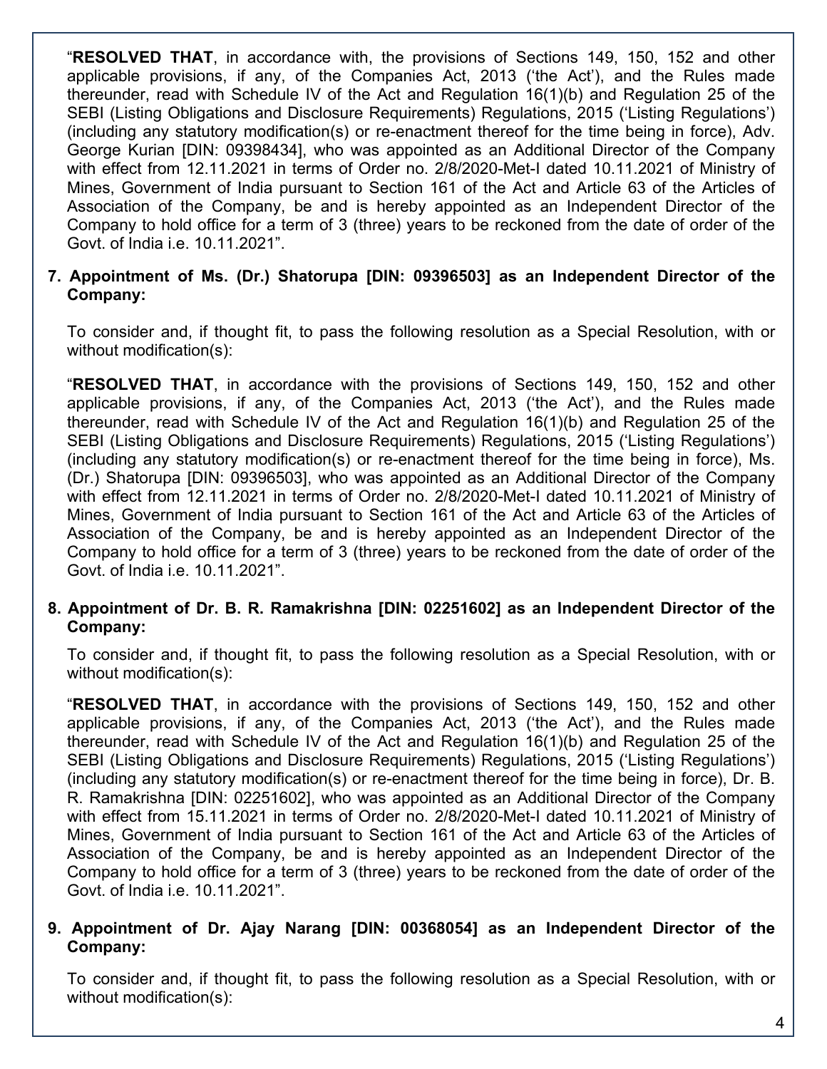"**RESOLVED THAT**, in accordance with, the provisions of Sections 149, 150, 152 and other applicable provisions, if any, of the Companies Act, 2013 ('the Act'), and the Rules made thereunder, read with Schedule IV of the Act and Regulation 16(1)(b) and Regulation 25 of the SEBI (Listing Obligations and Disclosure Requirements) Regulations, 2015 ('Listing Regulations') (including any statutory modification(s) or re-enactment thereof for the time being in force), Adv. George Kurian [DIN: 09398434], who was appointed as an Additional Director of the Company with effect from 12.11.2021 in terms of Order no. 2/8/2020-Met-I dated 10.11.2021 of Ministry of Mines, Government of India pursuant to Section 161 of the Act and Article 63 of the Articles of Association of the Company, be and is hereby appointed as an Independent Director of the Company to hold office for a term of 3 (three) years to be reckoned from the date of order of the Govt. of India i.e. 10.11.2021".

**7. Appointment of Ms. (Dr.) Shatorupa [DIN: 09396503] as an Independent Director of the Company:**

To consider and, if thought fit, to pass the following resolution as a Special Resolution, with or without modification(s):

"**RESOLVED THAT**, in accordance with the provisions of Sections 149, 150, 152 and other applicable provisions, if any, of the Companies Act, 2013 ('the Act'), and the Rules made thereunder, read with Schedule IV of the Act and Regulation 16(1)(b) and Regulation 25 of the SEBI (Listing Obligations and Disclosure Requirements) Regulations, 2015 ('Listing Regulations') (including any statutory modification(s) or re-enactment thereof for the time being in force), Ms. (Dr.) Shatorupa [DIN: 09396503], who was appointed as an Additional Director of the Company with effect from 12.11.2021 in terms of Order no. 2/8/2020-Met-I dated 10.11.2021 of Ministry of Mines, Government of India pursuant to Section 161 of the Act and Article 63 of the Articles of Association of the Company, be and is hereby appointed as an Independent Director of the Company to hold office for a term of 3 (three) years to be reckoned from the date of order of the Govt. of India i.e. 10.11.2021".

**8. Appointment of Dr. B. R. Ramakrishna [DIN: 02251602] as an Independent Director of the Company:**

To consider and, if thought fit, to pass the following resolution as a Special Resolution, with or without modification(s):

"**RESOLVED THAT**, in accordance with the provisions of Sections 149, 150, 152 and other applicable provisions, if any, of the Companies Act, 2013 ('the Act'), and the Rules made thereunder, read with Schedule IV of the Act and Regulation 16(1)(b) and Regulation 25 of the SEBI (Listing Obligations and Disclosure Requirements) Regulations, 2015 ('Listing Regulations') (including any statutory modification(s) or re-enactment thereof for the time being in force), Dr. B. R. Ramakrishna [DIN: 02251602], who was appointed as an Additional Director of the Company with effect from 15.11.2021 in terms of Order no. 2/8/2020-Met-I dated 10.11.2021 of Ministry of Mines, Government of India pursuant to Section 161 of the Act and Article 63 of the Articles of Association of the Company, be and is hereby appointed as an Independent Director of the Company to hold office for a term of 3 (three) years to be reckoned from the date of order of the Govt. of India i.e. 10.11.2021".

**9. Appointment of Dr. Ajay Narang [DIN: 00368054] as an Independent Director of the Company:**

To consider and, if thought fit, to pass the following resolution as a Special Resolution, with or without modification(s):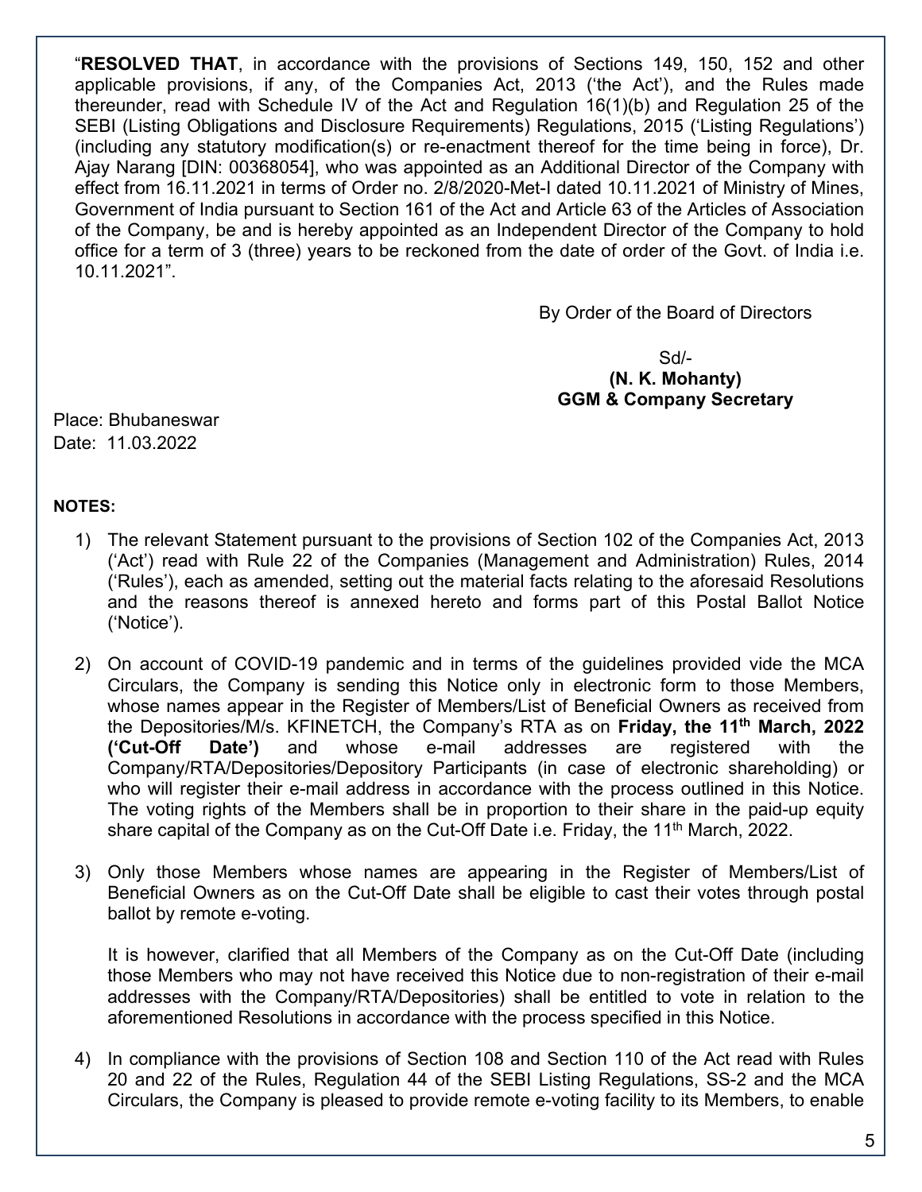"**RESOLVED THAT**, in accordance with the provisions of Sections 149, 150, 152 and other applicable provisions, if any, of the Companies Act, 2013 ('the Act'), and the Rules made thereunder, read with Schedule IV of the Act and Regulation 16(1)(b) and Regulation 25 of the SEBI (Listing Obligations and Disclosure Requirements) Regulations, 2015 ('Listing Regulations') (including any statutory modification(s) or re-enactment thereof for the time being in force), Dr. Ajay Narang [DIN: 00368054], who was appointed as an Additional Director of the Company with effect from 16.11.2021 in terms of Order no. 2/8/2020-Met-I dated 10.11.2021 of Ministry of Mines, Government of India pursuant to Section 161 of the Act and Article 63 of the Articles of Association of the Company, be and is hereby appointed as an Independent Director of the Company to hold office for a term of 3 (three) years to be reckoned from the date of order of the Govt. of India i.e. 10.11.2021".

By Order of the Board of Directors

Sd/-
**(N. K. Mohanty)**
**GGM & Company Secretary**

Place: Bhubaneswar
Date: 11.03.2022

**NOTES:**

1) The relevant Statement pursuant to the provisions of Section 102 of the Companies Act, 2013 ('Act') read with Rule 22 of the Companies (Management and Administration) Rules, 2014 ('Rules'), each as amended, setting out the material facts relating to the aforesaid Resolutions and the reasons thereof is annexed hereto and forms part of this Postal Ballot Notice ('Notice').

2) On account of COVID-19 pandemic and in terms of the guidelines provided vide the MCA Circulars, the Company is sending this Notice only in electronic form to those Members, whose names appear in the Register of Members/List of Beneficial Owners as received from the Depositories/M/s. KFINETCH, the Company's RTA as on **Friday, the 11th March, 2022 ('Cut-Off Date')** and whose e-mail addresses are registered with the Company/RTA/Depositories/Depository Participants (in case of electronic shareholding) or who will register their e-mail address in accordance with the process outlined in this Notice. The voting rights of the Members shall be in proportion to their share in the paid-up equity share capital of the Company as on the Cut-Off Date i.e. Friday, the 11th March, 2022.

3) Only those Members whose names are appearing in the Register of Members/List of Beneficial Owners as on the Cut-Off Date shall be eligible to cast their votes through postal ballot by remote e-voting.

   It is however, clarified that all Members of the Company as on the Cut-Off Date (including those Members who may not have received this Notice due to non-registration of their e-mail addresses with the Company/RTA/Depositories) shall be entitled to vote in relation to the aforementioned Resolutions in accordance with the process specified in this Notice.

4) In compliance with the provisions of Section 108 and Section 110 of the Act read with Rules 20 and 22 of the Rules, Regulation 44 of the SEBI Listing Regulations, SS-2 and the MCA Circulars, the Company is pleased to provide remote e-voting facility to its Members, to enable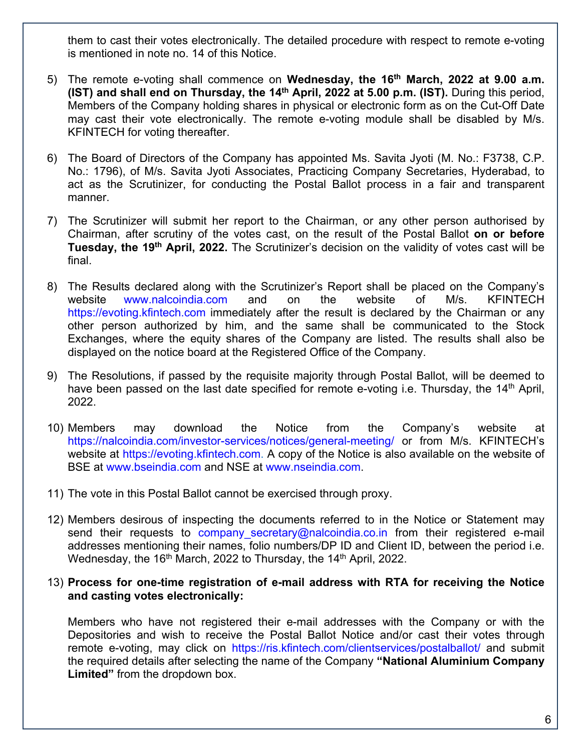them to cast their votes electronically. The detailed procedure with respect to remote e-voting is mentioned in note no. 14 of this Notice.

5) The remote e-voting shall commence on **Wednesday, the 16th March, 2022 at 9.00 a.m. (IST) and shall end on Thursday, the 14th April, 2022 at 5.00 p.m. (IST).** During this period, Members of the Company holding shares in physical or electronic form as on the Cut-Off Date may cast their vote electronically. The remote e-voting module shall be disabled by M/s. KFINTECH for voting thereafter.

6) The Board of Directors of the Company has appointed Ms. Savita Jyoti (M. No.: F3738, C.P. No.: 1796), of M/s. Savita Jyoti Associates, Practicing Company Secretaries, Hyderabad, to act as the Scrutinizer, for conducting the Postal Ballot process in a fair and transparent manner.

7) The Scrutinizer will submit her report to the Chairman, or any other person authorised by Chairman, after scrutiny of the votes cast, on the result of the Postal Ballot **on or before Tuesday, the 19th April, 2022.** The Scrutinizer's decision on the validity of votes cast will be final.

8) The Results declared along with the Scrutinizer's Report shall be placed on the Company's website www.nalcoindia.com and on the website of M/s. KFINTECH https://evoting.kfintech.com immediately after the result is declared by the Chairman or any other person authorized by him, and the same shall be communicated to the Stock Exchanges, where the equity shares of the Company are listed. The results shall also be displayed on the notice board at the Registered Office of the Company.

9) The Resolutions, if passed by the requisite majority through Postal Ballot, will be deemed to have been passed on the last date specified for remote e-voting i.e. Thursday, the 14th April, 2022.

10) Members may download the Notice from the Company's website at https://nalcoindia.com/investor-services/notices/general-meeting/ or from M/s. KFINTECH's website at https://evoting.kfintech.com. A copy of the Notice is also available on the website of BSE at www.bseindia.com and NSE at www.nseindia.com.

11) The vote in this Postal Ballot cannot be exercised through proxy.

12) Members desirous of inspecting the documents referred to in the Notice or Statement may send their requests to company_secretary@nalcoindia.co.in from their registered e-mail addresses mentioning their names, folio numbers/DP ID and Client ID, between the period i.e. Wednesday, the 16th March, 2022 to Thursday, the 14th April, 2022.

13) **Process for one-time registration of e-mail address with RTA for receiving the Notice and casting votes electronically:**

    Members who have not registered their e-mail addresses with the Company or with the Depositories and wish to receive the Postal Ballot Notice and/or cast their votes through remote e-voting, may click on https://ris.kfintech.com/clientservices/postalballot/ and submit the required details after selecting the name of the Company **"National Aluminium Company Limited"** from the dropdown box.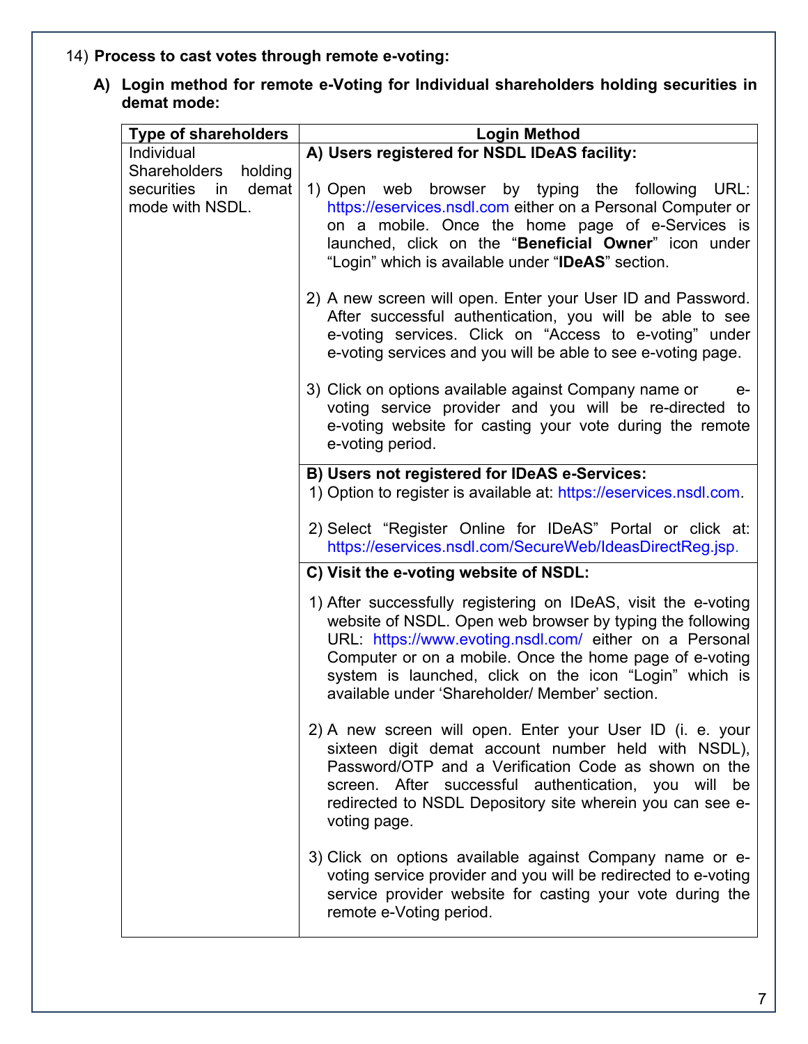14) **Process to cast votes through remote e-voting:**

**A) Login method for remote e-Voting for Individual shareholders holding securities in demat mode:**

| Type of shareholders | Login Method |
|---|---|
| Individual Shareholders holding securities in demat mode with NSDL. | **A) Users registered for NSDL IDeAS facility:**<br><br>1) Open web browser by typing the following URL: https://eservices.nsdl.com either on a Personal Computer or on a mobile. Once the home page of e-Services is launched, click on the "**Beneficial Owner**" icon under "Login" which is available under "**IDeAS**" section.<br><br>2) A new screen will open. Enter your User ID and Password. After successful authentication, you will be able to see e-voting services. Click on "Access to e-voting" under e-voting services and you will be able to see e-voting page.<br><br>3) Click on options available against Company name or e-voting service provider and you will be re-directed to e-voting website for casting your vote during the remote e-voting period. |
| | **B) Users not registered for IDeAS e-Services:**<br>1) Option to register is available at: https://eservices.nsdl.com.<br><br>2) Select "Register Online for IDeAS" Portal or click at: https://eservices.nsdl.com/SecureWeb/IdeasDirectReg.jsp. |
| | **C) Visit the e-voting website of NSDL:**<br><br>1) After successfully registering on IDeAS, visit the e-voting website of NSDL. Open web browser by typing the following URL: https://www.evoting.nsdl.com/ either on a Personal Computer or on a mobile. Once the home page of e-voting system is launched, click on the icon "Login" which is available under 'Shareholder/ Member' section.<br><br>2) A new screen will open. Enter your User ID (i. e. your sixteen digit demat account number held with NSDL), Password/OTP and a Verification Code as shown on the screen. After successful authentication, you will be redirected to NSDL Depository site wherein you can see e-voting page.<br><br>3) Click on options available against Company name or e-voting service provider and you will be redirected to e-voting service provider website for casting your vote during the remote e-Voting period. |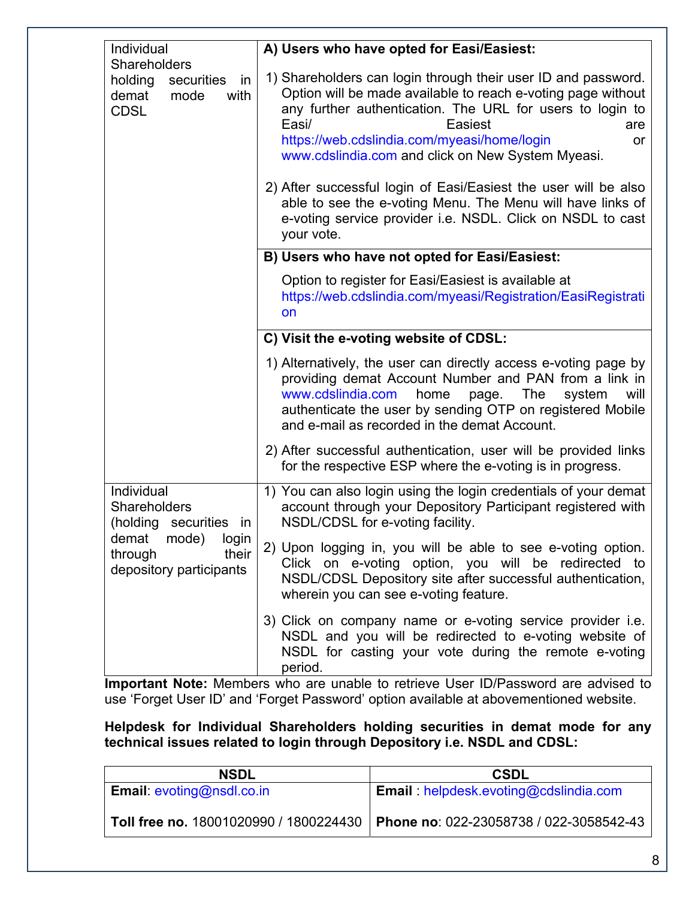| | |
|---|---|
| Individual Shareholders holding securities in demat mode with CDSL | **A) Users who have opted for Easi/Easiest:**<br><br>1) Shareholders can login through their user ID and password. Option will be made available to reach e-voting page without any further authentication. The URL for users to login to Easi/ Easiest are https://web.cdslindia.com/myeasi/home/login or www.cdslindia.com and click on New System Myeasi.<br><br>2) After successful login of Easi/Easiest the user will be also able to see the e-voting Menu. The Menu will have links of e-voting service provider i.e. NSDL. Click on NSDL to cast your vote. |
| | **B) Users who have not opted for Easi/Easiest:**<br><br>Option to register for Easi/Easiest is available at https://web.cdslindia.com/myeasi/Registration/EasiRegistration |
| | **C) Visit the e-voting website of CDSL:**<br><br>1) Alternatively, the user can directly access e-voting page by providing demat Account Number and PAN from a link in www.cdslindia.com home page. The system will authenticate the user by sending OTP on registered Mobile and e-mail as recorded in the demat Account.<br><br>2) After successful authentication, user will be provided links for the respective ESP where the e-voting is in progress. |
| Individual Shareholders (holding securities in demat mode) login through their depository participants | 1) You can also login using the login credentials of your demat account through your Depository Participant registered with NSDL/CDSL for e-voting facility.<br><br>2) Upon logging in, you will be able to see e-voting option. Click on e-voting option, you will be redirected to NSDL/CDSL Depository site after successful authentication, wherein you can see e-voting feature.<br><br>3) Click on company name or e-voting service provider i.e. NSDL and you will be redirected to e-voting website of NSDL for casting your vote during the remote e-voting period. |

**Important Note:** Members who are unable to retrieve User ID/Password are advised to use 'Forget User ID' and 'Forget Password' option available at abovementioned website.

**Helpdesk for Individual Shareholders holding securities in demat mode for any technical issues related to login through Depository i.e. NSDL and CDSL:**

| NSDL | CSDL |
|---|---|
| **Email**: evoting@nsdl.co.in<br><br>**Toll free no.** 18001020990 / 1800224430 | **Email** : helpdesk.evoting@cdslindia.com<br><br>**Phone no**: 022-23058738 / 022-3058542-43 |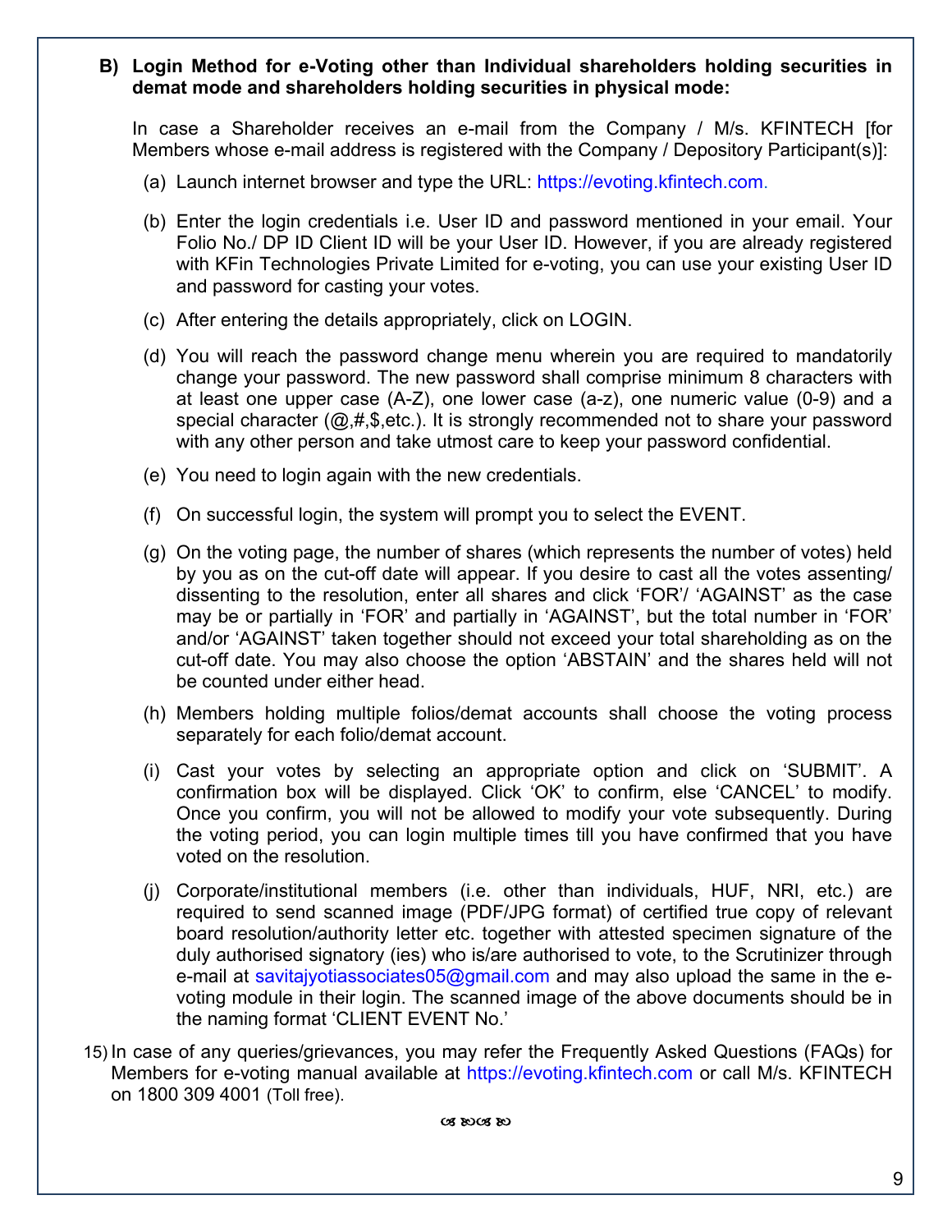**B) Login Method for e-Voting other than Individual shareholders holding securities in demat mode and shareholders holding securities in physical mode:**

In case a Shareholder receives an e-mail from the Company / M/s. KFINTECH [for Members whose e-mail address is registered with the Company / Depository Participant(s)]:

(a) Launch internet browser and type the URL: https://evoting.kfintech.com.

(b) Enter the login credentials i.e. User ID and password mentioned in your email. Your Folio No./ DP ID Client ID will be your User ID. However, if you are already registered with KFin Technologies Private Limited for e-voting, you can use your existing User ID and password for casting your votes.

(c) After entering the details appropriately, click on LOGIN.

(d) You will reach the password change menu wherein you are required to mandatorily change your password. The new password shall comprise minimum 8 characters with at least one upper case (A-Z), one lower case (a-z), one numeric value (0-9) and a special character (@,#,$,etc.). It is strongly recommended not to share your password with any other person and take utmost care to keep your password confidential.

(e) You need to login again with the new credentials.

(f) On successful login, the system will prompt you to select the EVENT.

(g) On the voting page, the number of shares (which represents the number of votes) held by you as on the cut-off date will appear. If you desire to cast all the votes assenting/ dissenting to the resolution, enter all shares and click 'FOR'/ 'AGAINST' as the case may be or partially in 'FOR' and partially in 'AGAINST', but the total number in 'FOR' and/or 'AGAINST' taken together should not exceed your total shareholding as on the cut-off date. You may also choose the option 'ABSTAIN' and the shares held will not be counted under either head.

(h) Members holding multiple folios/demat accounts shall choose the voting process separately for each folio/demat account.

(i) Cast your votes by selecting an appropriate option and click on 'SUBMIT'. A confirmation box will be displayed. Click 'OK' to confirm, else 'CANCEL' to modify. Once you confirm, you will not be allowed to modify your vote subsequently. During the voting period, you can login multiple times till you have confirmed that you have voted on the resolution.

(j) Corporate/institutional members (i.e. other than individuals, HUF, NRI, etc.) are required to send scanned image (PDF/JPG format) of certified true copy of relevant board resolution/authority letter etc. together with attested specimen signature of the duly authorised signatory (ies) who is/are authorised to vote, to the Scrutinizer through e-mail at savitajyotiassociates05@gmail.com and may also upload the same in the e-voting module in their login. The scanned image of the above documents should be in the naming format 'CLIENT EVENT No.'

15) In case of any queries/grievances, you may refer the Frequently Asked Questions (FAQs) for Members for e-voting manual available at https://evoting.kfintech.com or call M/s. KFINTECH on 1800 309 4001 (Toll free).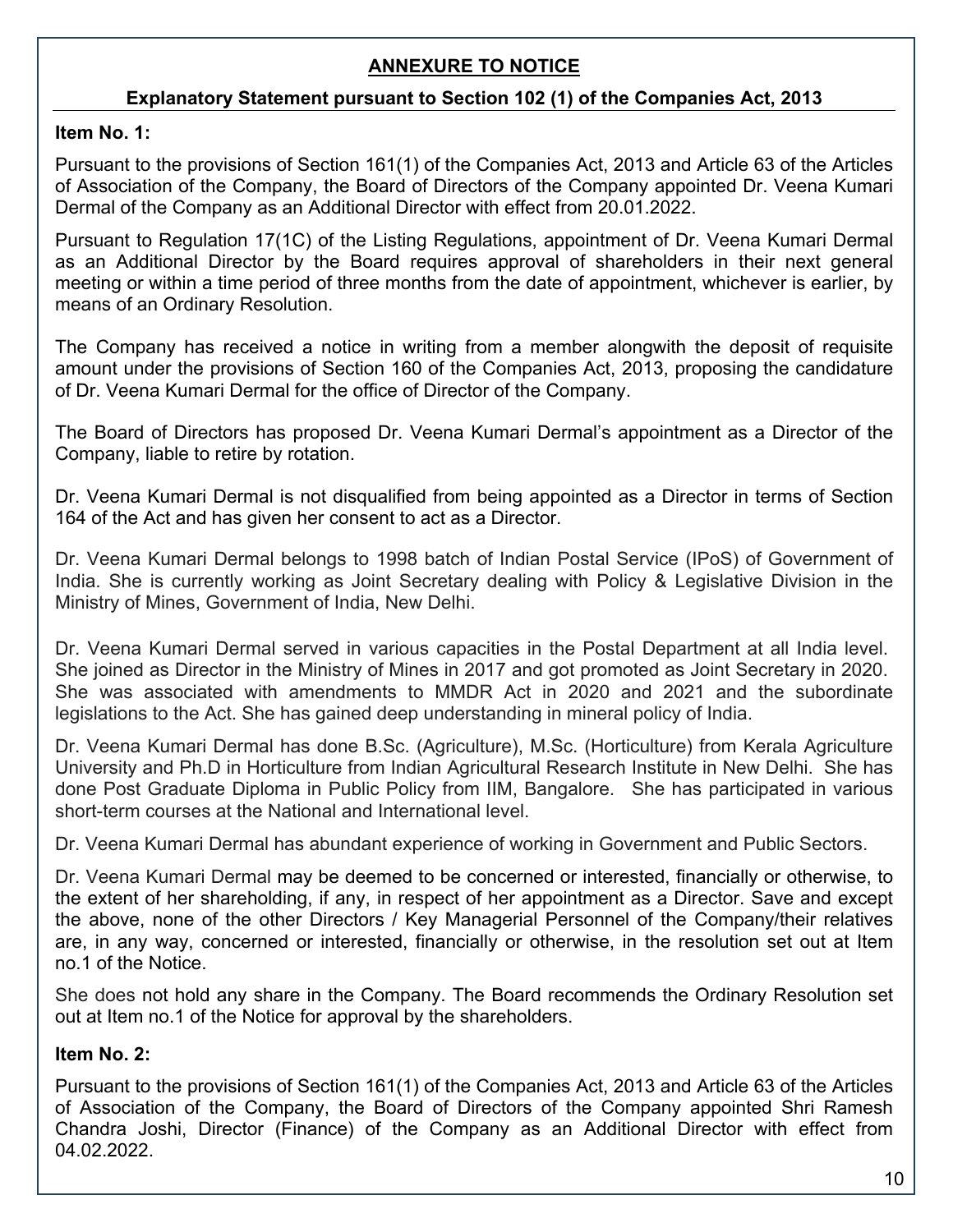## ANNEXURE TO NOTICE

### Explanatory Statement pursuant to Section 102 (1) of the Companies Act, 2013

**Item No. 1:**

Pursuant to the provisions of Section 161(1) of the Companies Act, 2013 and Article 63 of the Articles of Association of the Company, the Board of Directors of the Company appointed Dr. Veena Kumari Dermal of the Company as an Additional Director with effect from 20.01.2022.

Pursuant to Regulation 17(1C) of the Listing Regulations, appointment of Dr. Veena Kumari Dermal as an Additional Director by the Board requires approval of shareholders in their next general meeting or within a time period of three months from the date of appointment, whichever is earlier, by means of an Ordinary Resolution.

The Company has received a notice in writing from a member alongwith the deposit of requisite amount under the provisions of Section 160 of the Companies Act, 2013, proposing the candidature of Dr. Veena Kumari Dermal for the office of Director of the Company.

The Board of Directors has proposed Dr. Veena Kumari Dermal's appointment as a Director of the Company, liable to retire by rotation.

Dr. Veena Kumari Dermal is not disqualified from being appointed as a Director in terms of Section 164 of the Act and has given her consent to act as a Director.

Dr. Veena Kumari Dermal belongs to 1998 batch of Indian Postal Service (IPoS) of Government of India. She is currently working as Joint Secretary dealing with Policy & Legislative Division in the Ministry of Mines, Government of India, New Delhi.

Dr. Veena Kumari Dermal served in various capacities in the Postal Department at all India level. She joined as Director in the Ministry of Mines in 2017 and got promoted as Joint Secretary in 2020. She was associated with amendments to MMDR Act in 2020 and 2021 and the subordinate legislations to the Act. She has gained deep understanding in mineral policy of India.

Dr. Veena Kumari Dermal has done B.Sc. (Agriculture), M.Sc. (Horticulture) from Kerala Agriculture University and Ph.D in Horticulture from Indian Agricultural Research Institute in New Delhi. She has done Post Graduate Diploma in Public Policy from IIM, Bangalore. She has participated in various short-term courses at the National and International level.

Dr. Veena Kumari Dermal has abundant experience of working in Government and Public Sectors.

Dr. Veena Kumari Dermal may be deemed to be concerned or interested, financially or otherwise, to the extent of her shareholding, if any, in respect of her appointment as a Director. Save and except the above, none of the other Directors / Key Managerial Personnel of the Company/their relatives are, in any way, concerned or interested, financially or otherwise, in the resolution set out at Item no.1 of the Notice.

She does not hold any share in the Company. The Board recommends the Ordinary Resolution set out at Item no.1 of the Notice for approval by the shareholders.

**Item No. 2:**

Pursuant to the provisions of Section 161(1) of the Companies Act, 2013 and Article 63 of the Articles of Association of the Company, the Board of Directors of the Company appointed Shri Ramesh Chandra Joshi, Director (Finance) of the Company as an Additional Director with effect from 04.02.2022.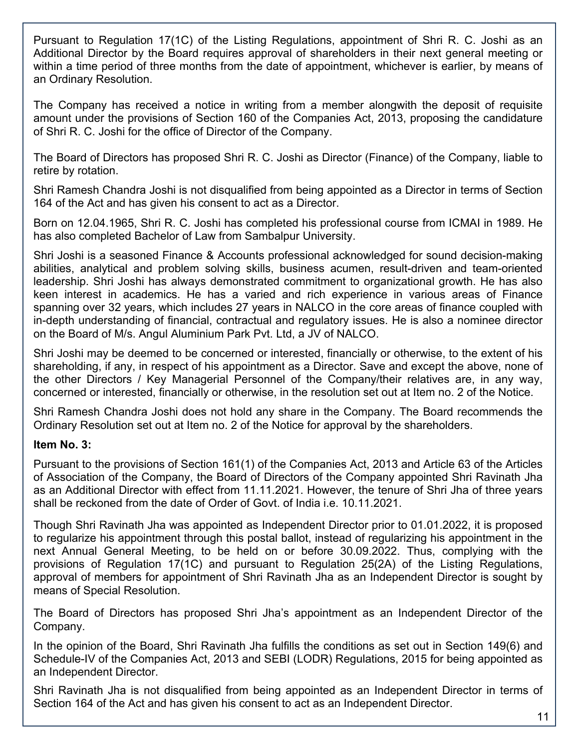Pursuant to Regulation 17(1C) of the Listing Regulations, appointment of Shri R. C. Joshi as an Additional Director by the Board requires approval of shareholders in their next general meeting or within a time period of three months from the date of appointment, whichever is earlier, by means of an Ordinary Resolution.

The Company has received a notice in writing from a member alongwith the deposit of requisite amount under the provisions of Section 160 of the Companies Act, 2013, proposing the candidature of Shri R. C. Joshi for the office of Director of the Company.

The Board of Directors has proposed Shri R. C. Joshi as Director (Finance) of the Company, liable to retire by rotation.

Shri Ramesh Chandra Joshi is not disqualified from being appointed as a Director in terms of Section 164 of the Act and has given his consent to act as a Director.

Born on 12.04.1965, Shri R. C. Joshi has completed his professional course from ICMAI in 1989. He has also completed Bachelor of Law from Sambalpur University.

Shri Joshi is a seasoned Finance & Accounts professional acknowledged for sound decision-making abilities, analytical and problem solving skills, business acumen, result-driven and team-oriented leadership. Shri Joshi has always demonstrated commitment to organizational growth. He has also keen interest in academics. He has a varied and rich experience in various areas of Finance spanning over 32 years, which includes 27 years in NALCO in the core areas of finance coupled with in-depth understanding of financial, contractual and regulatory issues. He is also a nominee director on the Board of M/s. Angul Aluminium Park Pvt. Ltd, a JV of NALCO.

Shri Joshi may be deemed to be concerned or interested, financially or otherwise, to the extent of his shareholding, if any, in respect of his appointment as a Director. Save and except the above, none of the other Directors / Key Managerial Personnel of the Company/their relatives are, in any way, concerned or interested, financially or otherwise, in the resolution set out at Item no. 2 of the Notice.

Shri Ramesh Chandra Joshi does not hold any share in the Company. The Board recommends the Ordinary Resolution set out at Item no. 2 of the Notice for approval by the shareholders.

**Item No. 3:**

Pursuant to the provisions of Section 161(1) of the Companies Act, 2013 and Article 63 of the Articles of Association of the Company, the Board of Directors of the Company appointed Shri Ravinath Jha as an Additional Director with effect from 11.11.2021. However, the tenure of Shri Jha of three years shall be reckoned from the date of Order of Govt. of India i.e. 10.11.2021.

Though Shri Ravinath Jha was appointed as Independent Director prior to 01.01.2022, it is proposed to regularize his appointment through this postal ballot, instead of regularizing his appointment in the next Annual General Meeting, to be held on or before 30.09.2022. Thus, complying with the provisions of Regulation 17(1C) and pursuant to Regulation 25(2A) of the Listing Regulations, approval of members for appointment of Shri Ravinath Jha as an Independent Director is sought by means of Special Resolution.

The Board of Directors has proposed Shri Jha's appointment as an Independent Director of the Company.

In the opinion of the Board, Shri Ravinath Jha fulfills the conditions as set out in Section 149(6) and Schedule-IV of the Companies Act, 2013 and SEBI (LODR) Regulations, 2015 for being appointed as an Independent Director.

Shri Ravinath Jha is not disqualified from being appointed as an Independent Director in terms of Section 164 of the Act and has given his consent to act as an Independent Director.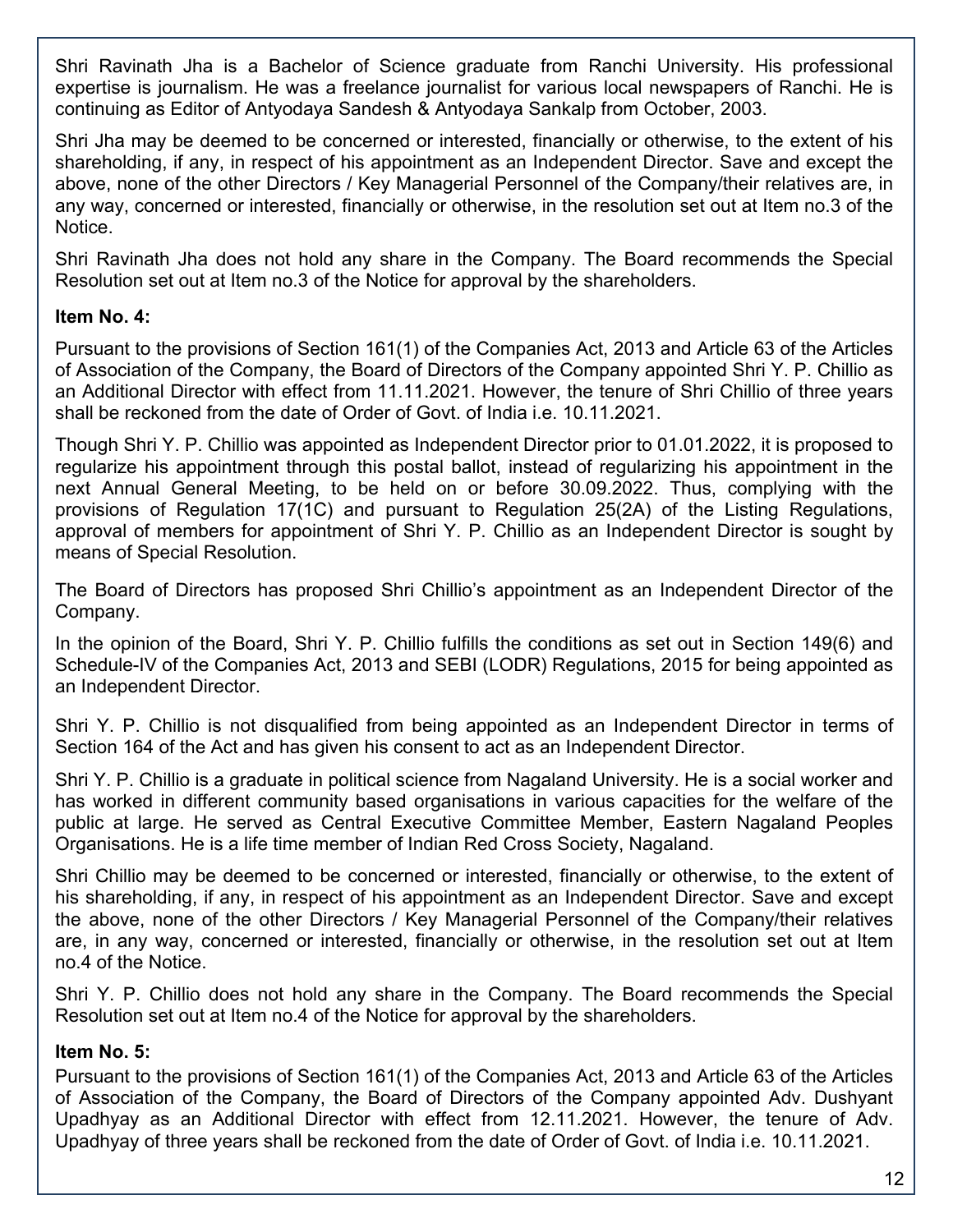Shri Ravinath Jha is a Bachelor of Science graduate from Ranchi University. His professional expertise is journalism. He was a freelance journalist for various local newspapers of Ranchi. He is continuing as Editor of Antyodaya Sandesh & Antyodaya Sankalp from October, 2003.

Shri Jha may be deemed to be concerned or interested, financially or otherwise, to the extent of his shareholding, if any, in respect of his appointment as an Independent Director. Save and except the above, none of the other Directors / Key Managerial Personnel of the Company/their relatives are, in any way, concerned or interested, financially or otherwise, in the resolution set out at Item no.3 of the Notice.

Shri Ravinath Jha does not hold any share in the Company. The Board recommends the Special Resolution set out at Item no.3 of the Notice for approval by the shareholders.

**Item No. 4:**

Pursuant to the provisions of Section 161(1) of the Companies Act, 2013 and Article 63 of the Articles of Association of the Company, the Board of Directors of the Company appointed Shri Y. P. Chillio as an Additional Director with effect from 11.11.2021. However, the tenure of Shri Chillio of three years shall be reckoned from the date of Order of Govt. of India i.e. 10.11.2021.

Though Shri Y. P. Chillio was appointed as Independent Director prior to 01.01.2022, it is proposed to regularize his appointment through this postal ballot, instead of regularizing his appointment in the next Annual General Meeting, to be held on or before 30.09.2022. Thus, complying with the provisions of Regulation 17(1C) and pursuant to Regulation 25(2A) of the Listing Regulations, approval of members for appointment of Shri Y. P. Chillio as an Independent Director is sought by means of Special Resolution.

The Board of Directors has proposed Shri Chillio's appointment as an Independent Director of the Company.

In the opinion of the Board, Shri Y. P. Chillio fulfills the conditions as set out in Section 149(6) and Schedule-IV of the Companies Act, 2013 and SEBI (LODR) Regulations, 2015 for being appointed as an Independent Director.

Shri Y. P. Chillio is not disqualified from being appointed as an Independent Director in terms of Section 164 of the Act and has given his consent to act as an Independent Director.

Shri Y. P. Chillio is a graduate in political science from Nagaland University. He is a social worker and has worked in different community based organisations in various capacities for the welfare of the public at large. He served as Central Executive Committee Member, Eastern Nagaland Peoples Organisations. He is a life time member of Indian Red Cross Society, Nagaland.

Shri Chillio may be deemed to be concerned or interested, financially or otherwise, to the extent of his shareholding, if any, in respect of his appointment as an Independent Director. Save and except the above, none of the other Directors / Key Managerial Personnel of the Company/their relatives are, in any way, concerned or interested, financially or otherwise, in the resolution set out at Item no.4 of the Notice.

Shri Y. P. Chillio does not hold any share in the Company. The Board recommends the Special Resolution set out at Item no.4 of the Notice for approval by the shareholders.

**Item No. 5:**

Pursuant to the provisions of Section 161(1) of the Companies Act, 2013 and Article 63 of the Articles of Association of the Company, the Board of Directors of the Company appointed Adv. Dushyant Upadhyay as an Additional Director with effect from 12.11.2021. However, the tenure of Adv. Upadhyay of three years shall be reckoned from the date of Order of Govt. of India i.e. 10.11.2021.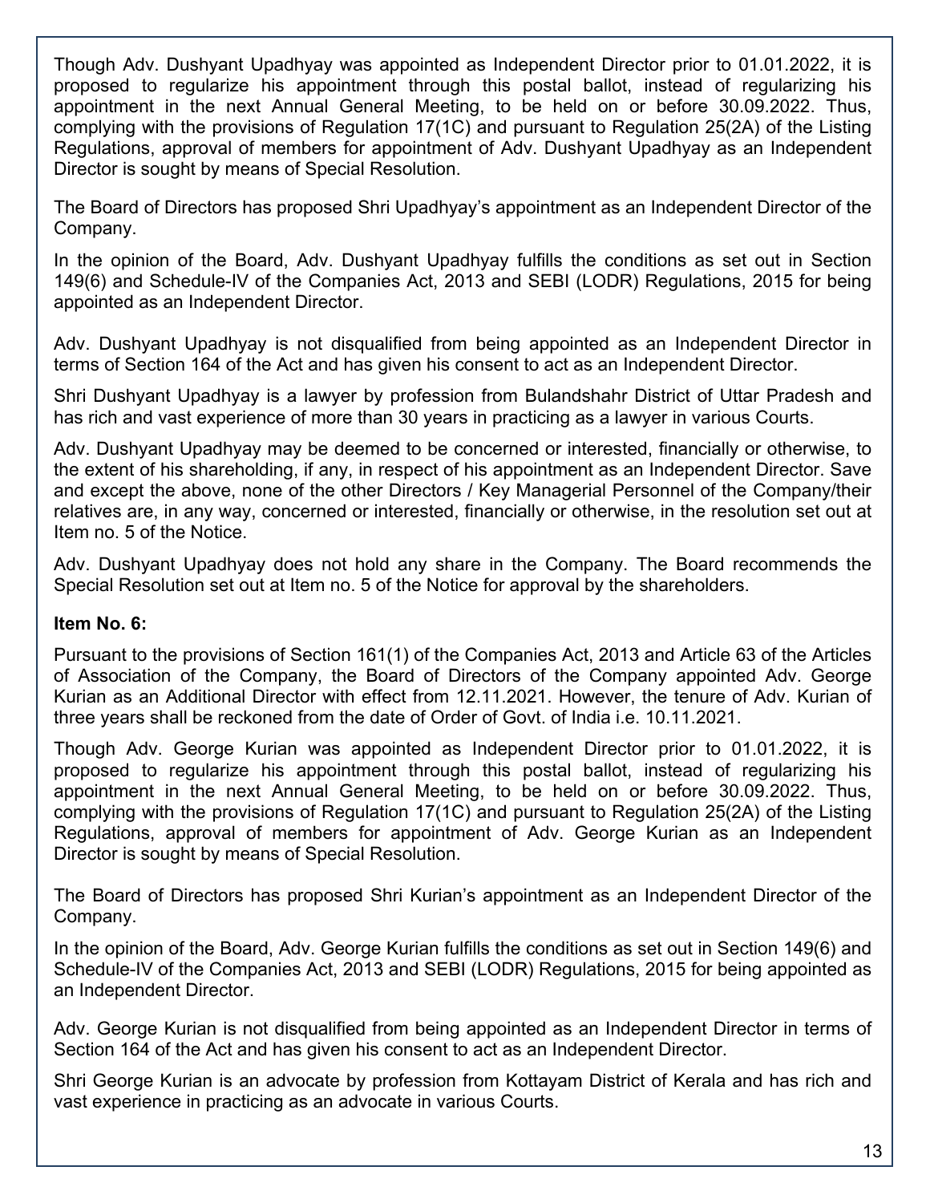Though Adv. Dushyant Upadhyay was appointed as Independent Director prior to 01.01.2022, it is proposed to regularize his appointment through this postal ballot, instead of regularizing his appointment in the next Annual General Meeting, to be held on or before 30.09.2022. Thus, complying with the provisions of Regulation 17(1C) and pursuant to Regulation 25(2A) of the Listing Regulations, approval of members for appointment of Adv. Dushyant Upadhyay as an Independent Director is sought by means of Special Resolution.

The Board of Directors has proposed Shri Upadhyay's appointment as an Independent Director of the Company.

In the opinion of the Board, Adv. Dushyant Upadhyay fulfills the conditions as set out in Section 149(6) and Schedule-IV of the Companies Act, 2013 and SEBI (LODR) Regulations, 2015 for being appointed as an Independent Director.

Adv. Dushyant Upadhyay is not disqualified from being appointed as an Independent Director in terms of Section 164 of the Act and has given his consent to act as an Independent Director.

Shri Dushyant Upadhyay is a lawyer by profession from Bulandshahr District of Uttar Pradesh and has rich and vast experience of more than 30 years in practicing as a lawyer in various Courts.

Adv. Dushyant Upadhyay may be deemed to be concerned or interested, financially or otherwise, to the extent of his shareholding, if any, in respect of his appointment as an Independent Director. Save and except the above, none of the other Directors / Key Managerial Personnel of the Company/their relatives are, in any way, concerned or interested, financially or otherwise, in the resolution set out at Item no. 5 of the Notice.

Adv. Dushyant Upadhyay does not hold any share in the Company. The Board recommends the Special Resolution set out at Item no. 5 of the Notice for approval by the shareholders.

**Item No. 6:**

Pursuant to the provisions of Section 161(1) of the Companies Act, 2013 and Article 63 of the Articles of Association of the Company, the Board of Directors of the Company appointed Adv. George Kurian as an Additional Director with effect from 12.11.2021. However, the tenure of Adv. Kurian of three years shall be reckoned from the date of Order of Govt. of India i.e. 10.11.2021.

Though Adv. George Kurian was appointed as Independent Director prior to 01.01.2022, it is proposed to regularize his appointment through this postal ballot, instead of regularizing his appointment in the next Annual General Meeting, to be held on or before 30.09.2022. Thus, complying with the provisions of Regulation 17(1C) and pursuant to Regulation 25(2A) of the Listing Regulations, approval of members for appointment of Adv. George Kurian as an Independent Director is sought by means of Special Resolution.

The Board of Directors has proposed Shri Kurian's appointment as an Independent Director of the Company.

In the opinion of the Board, Adv. George Kurian fulfills the conditions as set out in Section 149(6) and Schedule-IV of the Companies Act, 2013 and SEBI (LODR) Regulations, 2015 for being appointed as an Independent Director.

Adv. George Kurian is not disqualified from being appointed as an Independent Director in terms of Section 164 of the Act and has given his consent to act as an Independent Director.

Shri George Kurian is an advocate by profession from Kottayam District of Kerala and has rich and vast experience in practicing as an advocate in various Courts.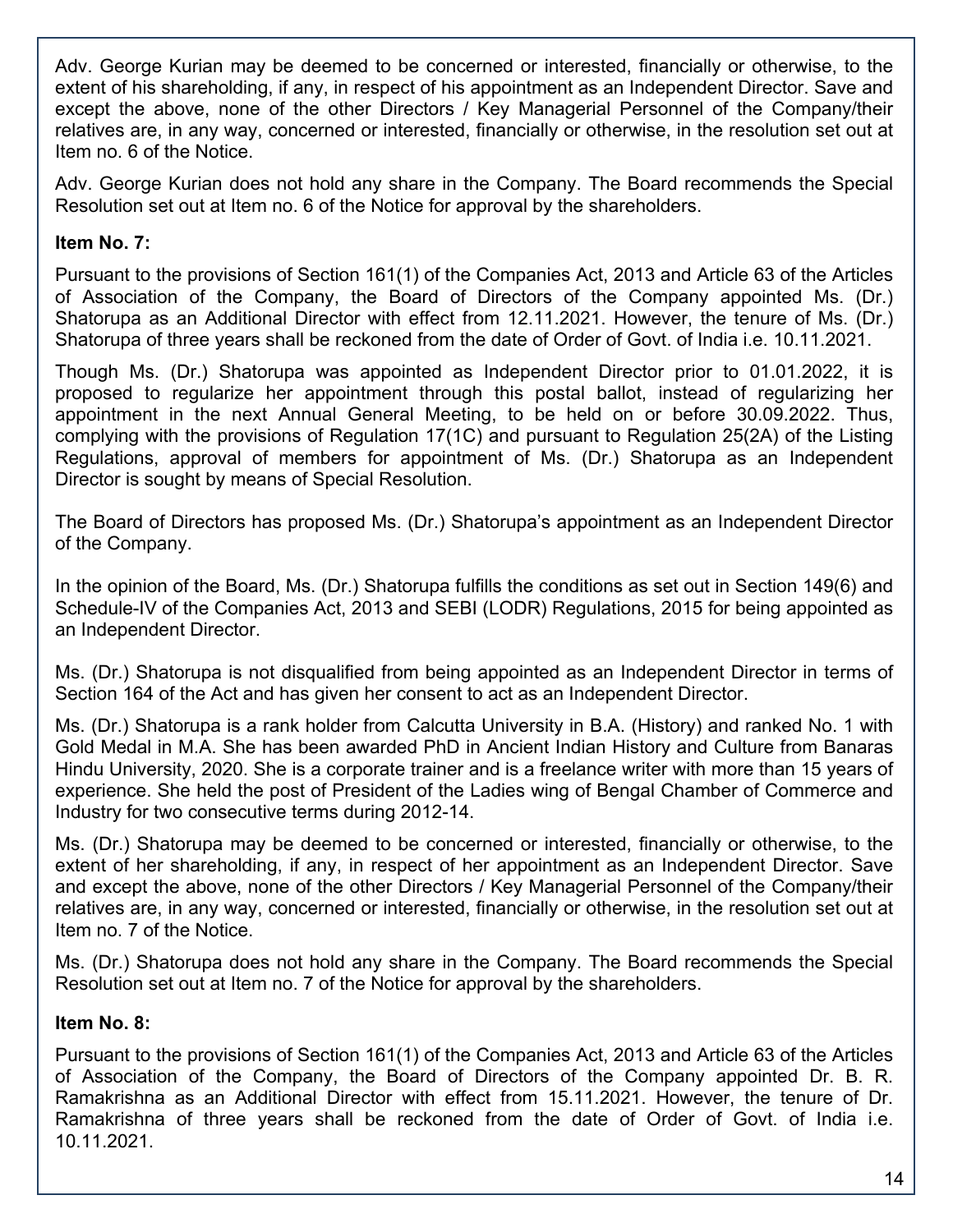Adv. George Kurian may be deemed to be concerned or interested, financially or otherwise, to the extent of his shareholding, if any, in respect of his appointment as an Independent Director. Save and except the above, none of the other Directors / Key Managerial Personnel of the Company/their relatives are, in any way, concerned or interested, financially or otherwise, in the resolution set out at Item no. 6 of the Notice.

Adv. George Kurian does not hold any share in the Company. The Board recommends the Special Resolution set out at Item no. 6 of the Notice for approval by the shareholders.

**Item No. 7:**

Pursuant to the provisions of Section 161(1) of the Companies Act, 2013 and Article 63 of the Articles of Association of the Company, the Board of Directors of the Company appointed Ms. (Dr.) Shatorupa as an Additional Director with effect from 12.11.2021. However, the tenure of Ms. (Dr.) Shatorupa of three years shall be reckoned from the date of Order of Govt. of India i.e. 10.11.2021.

Though Ms. (Dr.) Shatorupa was appointed as Independent Director prior to 01.01.2022, it is proposed to regularize her appointment through this postal ballot, instead of regularizing her appointment in the next Annual General Meeting, to be held on or before 30.09.2022. Thus, complying with the provisions of Regulation 17(1C) and pursuant to Regulation 25(2A) of the Listing Regulations, approval of members for appointment of Ms. (Dr.) Shatorupa as an Independent Director is sought by means of Special Resolution.

The Board of Directors has proposed Ms. (Dr.) Shatorupa's appointment as an Independent Director of the Company.

In the opinion of the Board, Ms. (Dr.) Shatorupa fulfills the conditions as set out in Section 149(6) and Schedule-IV of the Companies Act, 2013 and SEBI (LODR) Regulations, 2015 for being appointed as an Independent Director.

Ms. (Dr.) Shatorupa is not disqualified from being appointed as an Independent Director in terms of Section 164 of the Act and has given her consent to act as an Independent Director.

Ms. (Dr.) Shatorupa is a rank holder from Calcutta University in B.A. (History) and ranked No. 1 with Gold Medal in M.A. She has been awarded PhD in Ancient Indian History and Culture from Banaras Hindu University, 2020. She is a corporate trainer and is a freelance writer with more than 15 years of experience. She held the post of President of the Ladies wing of Bengal Chamber of Commerce and Industry for two consecutive terms during 2012-14.

Ms. (Dr.) Shatorupa may be deemed to be concerned or interested, financially or otherwise, to the extent of her shareholding, if any, in respect of her appointment as an Independent Director. Save and except the above, none of the other Directors / Key Managerial Personnel of the Company/their relatives are, in any way, concerned or interested, financially or otherwise, in the resolution set out at Item no. 7 of the Notice.

Ms. (Dr.) Shatorupa does not hold any share in the Company. The Board recommends the Special Resolution set out at Item no. 7 of the Notice for approval by the shareholders.

**Item No. 8:**

Pursuant to the provisions of Section 161(1) of the Companies Act, 2013 and Article 63 of the Articles of Association of the Company, the Board of Directors of the Company appointed Dr. B. R. Ramakrishna as an Additional Director with effect from 15.11.2021. However, the tenure of Dr. Ramakrishna of three years shall be reckoned from the date of Order of Govt. of India i.e. 10.11.2021.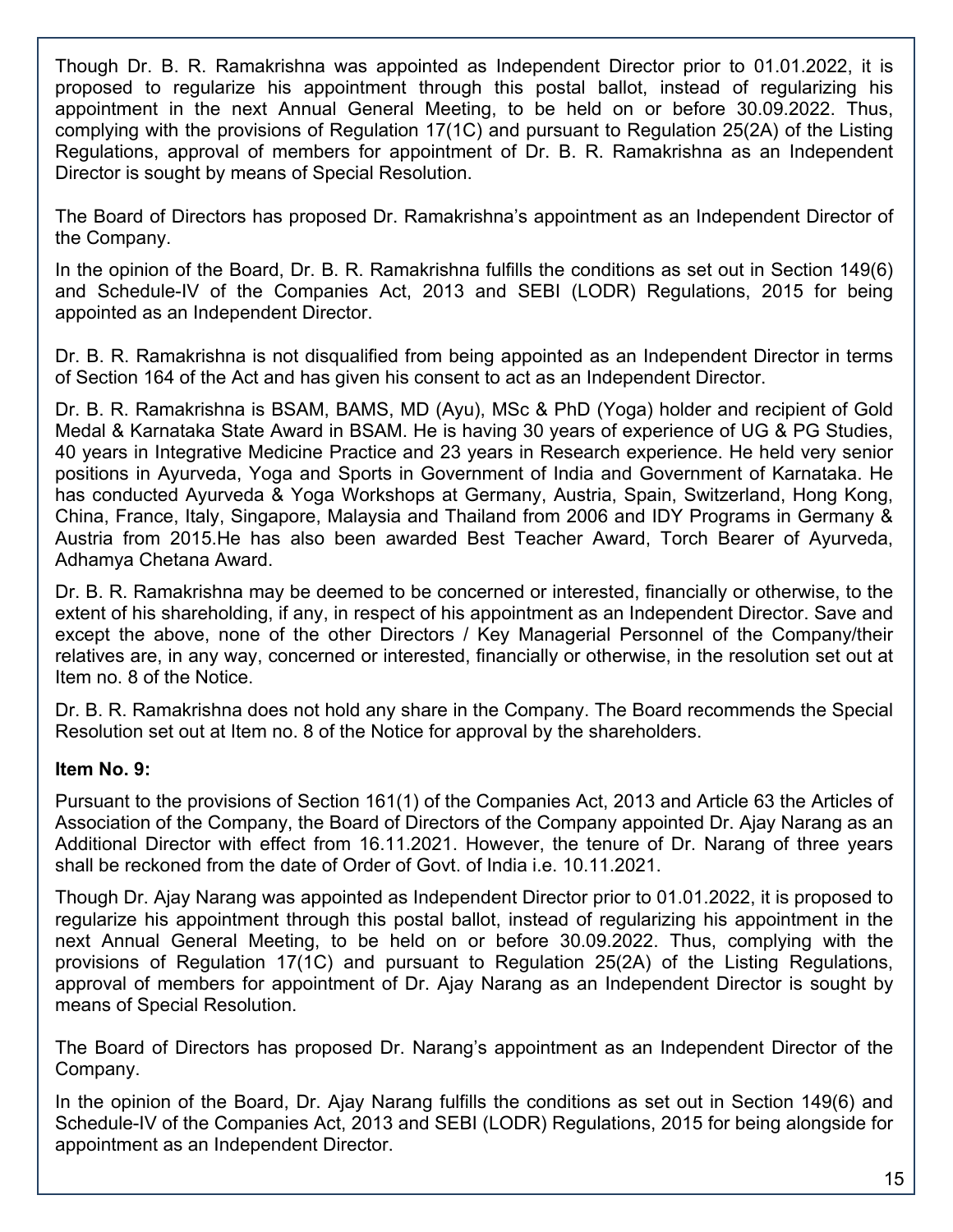Though Dr. B. R. Ramakrishna was appointed as Independent Director prior to 01.01.2022, it is proposed to regularize his appointment through this postal ballot, instead of regularizing his appointment in the next Annual General Meeting, to be held on or before 30.09.2022. Thus, complying with the provisions of Regulation 17(1C) and pursuant to Regulation 25(2A) of the Listing Regulations, approval of members for appointment of Dr. B. R. Ramakrishna as an Independent Director is sought by means of Special Resolution.

The Board of Directors has proposed Dr. Ramakrishna's appointment as an Independent Director of the Company.

In the opinion of the Board, Dr. B. R. Ramakrishna fulfills the conditions as set out in Section 149(6) and Schedule-IV of the Companies Act, 2013 and SEBI (LODR) Regulations, 2015 for being appointed as an Independent Director.

Dr. B. R. Ramakrishna is not disqualified from being appointed as an Independent Director in terms of Section 164 of the Act and has given his consent to act as an Independent Director.

Dr. B. R. Ramakrishna is BSAM, BAMS, MD (Ayu), MSc & PhD (Yoga) holder and recipient of Gold Medal & Karnataka State Award in BSAM. He is having 30 years of experience of UG & PG Studies, 40 years in Integrative Medicine Practice and 23 years in Research experience. He held very senior positions in Ayurveda, Yoga and Sports in Government of India and Government of Karnataka. He has conducted Ayurveda & Yoga Workshops at Germany, Austria, Spain, Switzerland, Hong Kong, China, France, Italy, Singapore, Malaysia and Thailand from 2006 and IDY Programs in Germany & Austria from 2015.He has also been awarded Best Teacher Award, Torch Bearer of Ayurveda, Adhamya Chetana Award.

Dr. B. R. Ramakrishna may be deemed to be concerned or interested, financially or otherwise, to the extent of his shareholding, if any, in respect of his appointment as an Independent Director. Save and except the above, none of the other Directors / Key Managerial Personnel of the Company/their relatives are, in any way, concerned or interested, financially or otherwise, in the resolution set out at Item no. 8 of the Notice.

Dr. B. R. Ramakrishna does not hold any share in the Company. The Board recommends the Special Resolution set out at Item no. 8 of the Notice for approval by the shareholders.

**Item No. 9:**

Pursuant to the provisions of Section 161(1) of the Companies Act, 2013 and Article 63 the Articles of Association of the Company, the Board of Directors of the Company appointed Dr. Ajay Narang as an Additional Director with effect from 16.11.2021. However, the tenure of Dr. Narang of three years shall be reckoned from the date of Order of Govt. of India i.e. 10.11.2021.

Though Dr. Ajay Narang was appointed as Independent Director prior to 01.01.2022, it is proposed to regularize his appointment through this postal ballot, instead of regularizing his appointment in the next Annual General Meeting, to be held on or before 30.09.2022. Thus, complying with the provisions of Regulation 17(1C) and pursuant to Regulation 25(2A) of the Listing Regulations, approval of members for appointment of Dr. Ajay Narang as an Independent Director is sought by means of Special Resolution.

The Board of Directors has proposed Dr. Narang's appointment as an Independent Director of the Company.

In the opinion of the Board, Dr. Ajay Narang fulfills the conditions as set out in Section 149(6) and Schedule-IV of the Companies Act, 2013 and SEBI (LODR) Regulations, 2015 for being alongside for appointment as an Independent Director.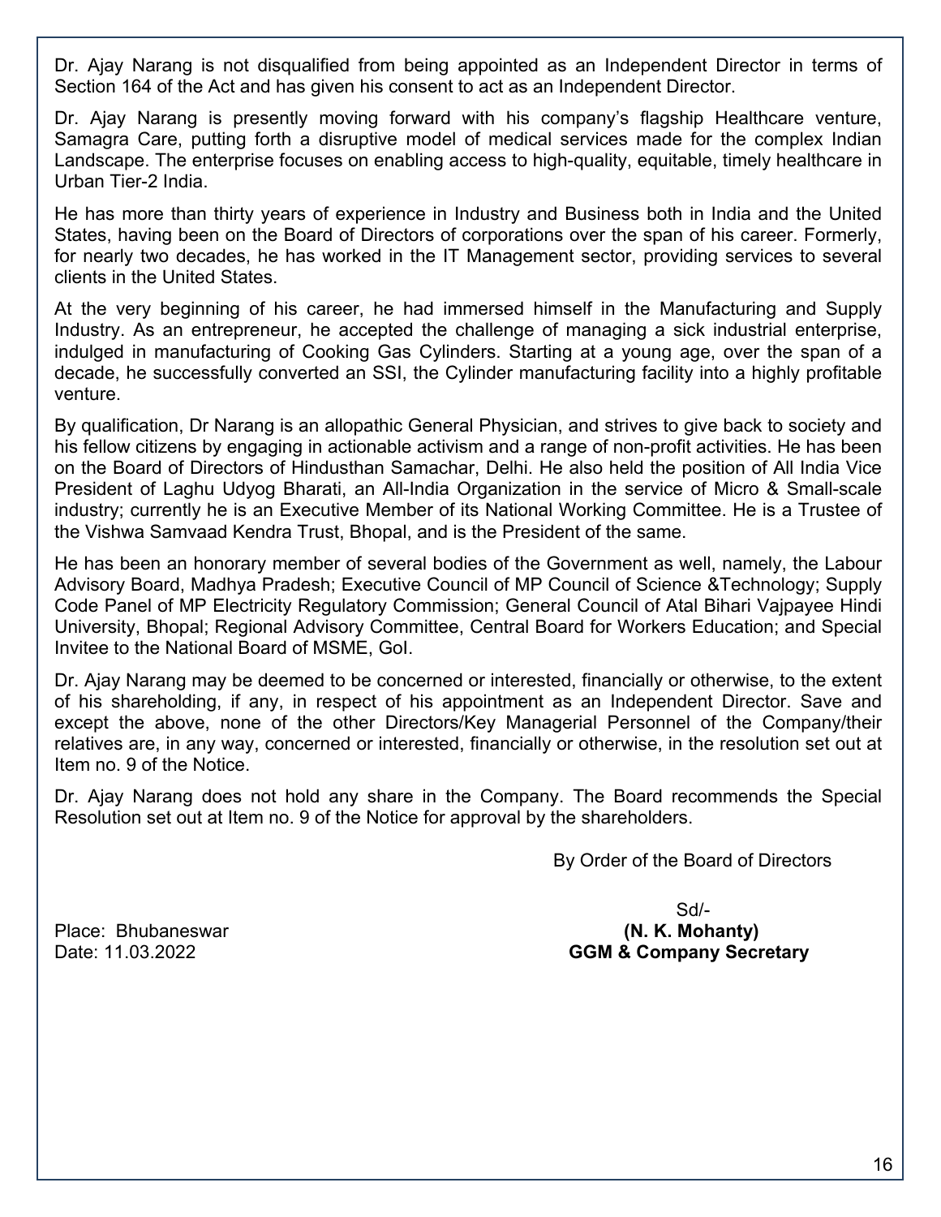Dr. Ajay Narang is not disqualified from being appointed as an Independent Director in terms of Section 164 of the Act and has given his consent to act as an Independent Director.

Dr. Ajay Narang is presently moving forward with his company's flagship Healthcare venture, Samagra Care, putting forth a disruptive model of medical services made for the complex Indian Landscape. The enterprise focuses on enabling access to high-quality, equitable, timely healthcare in Urban Tier-2 India.

He has more than thirty years of experience in Industry and Business both in India and the United States, having been on the Board of Directors of corporations over the span of his career. Formerly, for nearly two decades, he has worked in the IT Management sector, providing services to several clients in the United States.

At the very beginning of his career, he had immersed himself in the Manufacturing and Supply Industry. As an entrepreneur, he accepted the challenge of managing a sick industrial enterprise, indulged in manufacturing of Cooking Gas Cylinders. Starting at a young age, over the span of a decade, he successfully converted an SSI, the Cylinder manufacturing facility into a highly profitable venture.

By qualification, Dr Narang is an allopathic General Physician, and strives to give back to society and his fellow citizens by engaging in actionable activism and a range of non-profit activities. He has been on the Board of Directors of Hindusthan Samachar, Delhi. He also held the position of All India Vice President of Laghu Udyog Bharati, an All-India Organization in the service of Micro & Small-scale industry; currently he is an Executive Member of its National Working Committee. He is a Trustee of the Vishwa Samvaad Kendra Trust, Bhopal, and is the President of the same.

He has been an honorary member of several bodies of the Government as well, namely, the Labour Advisory Board, Madhya Pradesh; Executive Council of MP Council of Science &Technology; Supply Code Panel of MP Electricity Regulatory Commission; General Council of Atal Bihari Vajpayee Hindi University, Bhopal; Regional Advisory Committee, Central Board for Workers Education; and Special Invitee to the National Board of MSME, GoI.

Dr. Ajay Narang may be deemed to be concerned or interested, financially or otherwise, to the extent of his shareholding, if any, in respect of his appointment as an Independent Director. Save and except the above, none of the other Directors/Key Managerial Personnel of the Company/their relatives are, in any way, concerned or interested, financially or otherwise, in the resolution set out at Item no. 9 of the Notice.

Dr. Ajay Narang does not hold any share in the Company. The Board recommends the Special Resolution set out at Item no. 9 of the Notice for approval by the shareholders.

By Order of the Board of Directors

Sd/-

**(N. K. Mohanty)**
**GGM & Company Secretary**

Place: Bhubaneswar
Date: 11.03.2022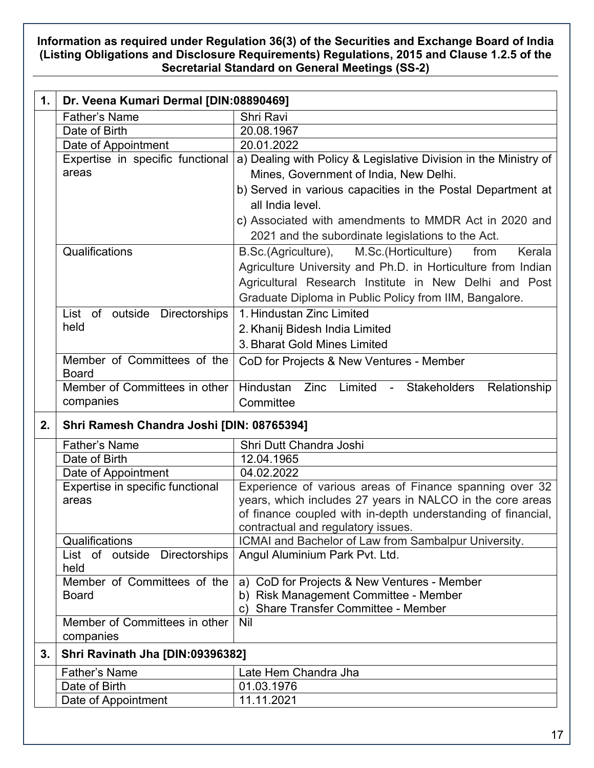**Information as required under Regulation 36(3) of the Securities and Exchange Board of India (Listing Obligations and Disclosure Requirements) Regulations, 2015 and Clause 1.2.5 of the Secretarial Standard on General Meetings (SS-2)**

| 1. | **Dr. Veena Kumari Dermal [DIN:08890469]** | |
|---|---|---|
| | Father's Name | Shri Ravi |
| | Date of Birth | 20.08.1967 |
| | Date of Appointment | 20.01.2022 |
| | Expertise in specific functional areas | a) Dealing with Policy & Legislative Division in the Ministry of Mines, Government of India, New Delhi.<br>b) Served in various capacities in the Postal Department at all India level.<br>c) Associated with amendments to MMDR Act in 2020 and 2021 and the subordinate legislations to the Act. |
| | Qualifications | B.Sc.(Agriculture), M.Sc.(Horticulture) from Kerala Agriculture University and Ph.D. in Horticulture from Indian Agricultural Research Institute in New Delhi and Post Graduate Diploma in Public Policy from IIM, Bangalore. |
| | List of outside Directorships held | 1. Hindustan Zinc Limited<br>2. Khanij Bidesh India Limited<br>3. Bharat Gold Mines Limited |
| | Member of Committees of the Board | CoD for Projects & New Ventures - Member |
| | Member of Committees in other companies | Hindustan Zinc Limited - Stakeholders Relationship Committee |
| 2. | **Shri Ramesh Chandra Joshi [DIN: 08765394]** | |
| | Father's Name | Shri Dutt Chandra Joshi |
| | Date of Birth | 12.04.1965 |
| | Date of Appointment | 04.02.2022 |
| | Expertise in specific functional areas | Experience of various areas of Finance spanning over 32 years, which includes 27 years in NALCO in the core areas of finance coupled with in-depth understanding of financial, contractual and regulatory issues. |
| | Qualifications | ICMAI and Bachelor of Law from Sambalpur University. |
| | List of outside Directorships held | Angul Aluminium Park Pvt. Ltd. |
| | Member of Committees of the Board | a) CoD for Projects & New Ventures - Member<br>b) Risk Management Committee - Member<br>c) Share Transfer Committee - Member |
| | Member of Committees in other companies | Nil |
| 3. | **Shri Ravinath Jha [DIN:09396382]** | |
| | Father's Name | Late Hem Chandra Jha |
| | Date of Birth | 01.03.1976 |
| | Date of Appointment | 11.11.2021 |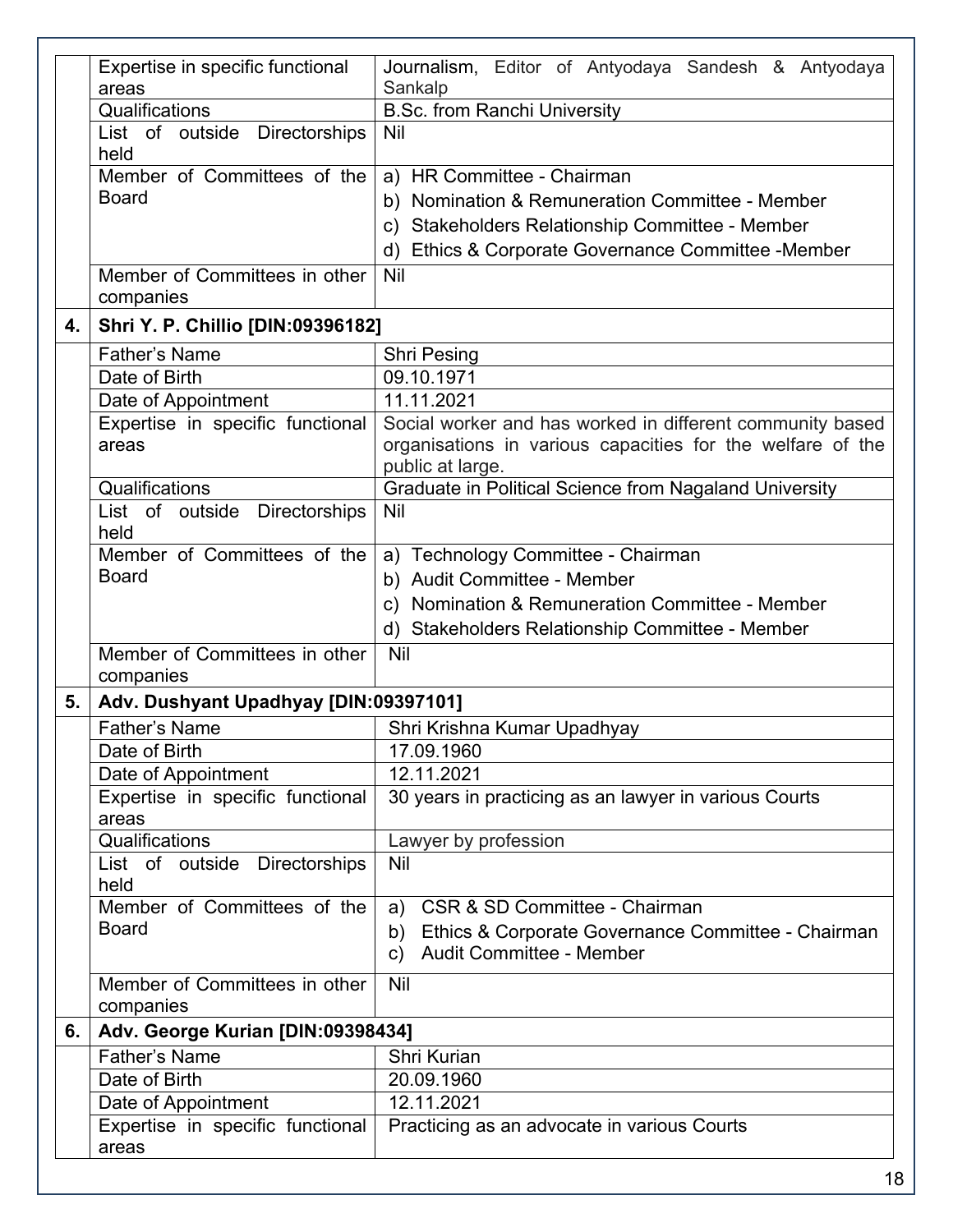| | | |
|---|---|---|
| | Expertise in specific functional areas | Journalism, Editor of Antyodaya Sandesh & Antyodaya Sankalp |
| | Qualifications | B.Sc. from Ranchi University |
| | List of outside Directorships held | Nil |
| | Member of Committees of the Board | a) HR Committee - Chairman<br>b) Nomination & Remuneration Committee - Member<br>c) Stakeholders Relationship Committee - Member<br>d) Ethics & Corporate Governance Committee -Member |
| | Member of Committees in other companies | Nil |
| **4.** | **Shri Y. P. Chillio [DIN:09396182]** | |
| | Father's Name | Shri Pesing |
| | Date of Birth | 09.10.1971 |
| | Date of Appointment | 11.11.2021 |
| | Expertise in specific functional areas | Social worker and has worked in different community based organisations in various capacities for the welfare of the public at large. |
| | Qualifications | Graduate in Political Science from Nagaland University |
| | List of outside Directorships held | Nil |
| | Member of Committees of the Board | a) Technology Committee - Chairman<br>b) Audit Committee - Member<br>c) Nomination & Remuneration Committee - Member<br>d) Stakeholders Relationship Committee - Member |
| | Member of Committees in other companies | Nil |
| **5.** | **Adv. Dushyant Upadhyay [DIN:09397101]** | |
| | Father's Name | Shri Krishna Kumar Upadhyay |
| | Date of Birth | 17.09.1960 |
| | Date of Appointment | 12.11.2021 |
| | Expertise in specific functional areas | 30 years in practicing as an lawyer in various Courts |
| | Qualifications | Lawyer by profession |
| | List of outside Directorships held | Nil |
| | Member of Committees of the Board | a) CSR & SD Committee - Chairman<br>b) Ethics & Corporate Governance Committee - Chairman<br>c) Audit Committee - Member |
| | Member of Committees in other companies | Nil |
| **6.** | **Adv. George Kurian [DIN:09398434]** | |
| | Father's Name | Shri Kurian |
| | Date of Birth | 20.09.1960 |
| | Date of Appointment | 12.11.2021 |
| | Expertise in specific functional areas | Practicing as an advocate in various Courts |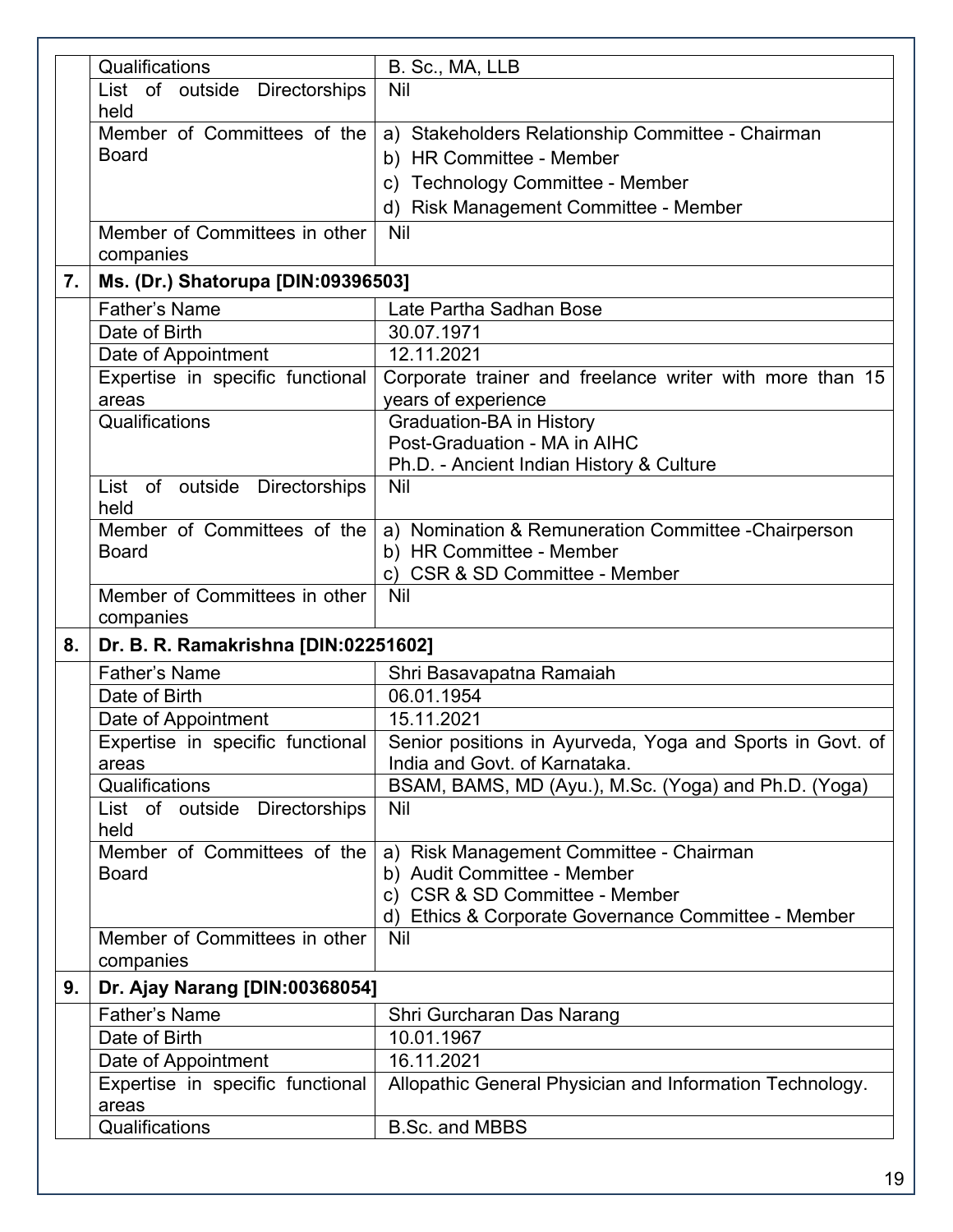| | | |
|---|---|---|
| | Qualifications | B. Sc., MA, LLB |
| | List of outside Directorships held | Nil |
| | Member of Committees of the Board | a) Stakeholders Relationship Committee - Chairman<br>b) HR Committee - Member<br>c) Technology Committee - Member<br>d) Risk Management Committee - Member |
| | Member of Committees in other companies | Nil |
| **7.** | **Ms. (Dr.) Shatorupa [DIN:09396503]** | |
| | Father's Name | Late Partha Sadhan Bose |
| | Date of Birth | 30.07.1971 |
| | Date of Appointment | 12.11.2021 |
| | Expertise in specific functional areas | Corporate trainer and freelance writer with more than 15 years of experience |
| | Qualifications | Graduation-BA in History<br>Post-Graduation - MA in AIHC<br>Ph.D. - Ancient Indian History & Culture |
| | List of outside Directorships held | Nil |
| | Member of Committees of the Board | a) Nomination & Remuneration Committee -Chairperson<br>b) HR Committee - Member<br>c) CSR & SD Committee - Member |
| | Member of Committees in other companies | Nil |
| **8.** | **Dr. B. R. Ramakrishna [DIN:02251602]** | |
| | Father's Name | Shri Basavapatna Ramaiah |
| | Date of Birth | 06.01.1954 |
| | Date of Appointment | 15.11.2021 |
| | Expertise in specific functional areas | Senior positions in Ayurveda, Yoga and Sports in Govt. of India and Govt. of Karnataka. |
| | Qualifications | BSAM, BAMS, MD (Ayu.), M.Sc. (Yoga) and Ph.D. (Yoga) |
| | List of outside Directorships held | Nil |
| | Member of Committees of the Board | a) Risk Management Committee - Chairman<br>b) Audit Committee - Member<br>c) CSR & SD Committee - Member<br>d) Ethics & Corporate Governance Committee - Member |
| | Member of Committees in other companies | Nil |
| **9.** | **Dr. Ajay Narang [DIN:00368054]** | |
| | Father's Name | Shri Gurcharan Das Narang |
| | Date of Birth | 10.01.1967 |
| | Date of Appointment | 16.11.2021 |
| | Expertise in specific functional areas | Allopathic General Physician and Information Technology. |
| | Qualifications | B.Sc. and MBBS |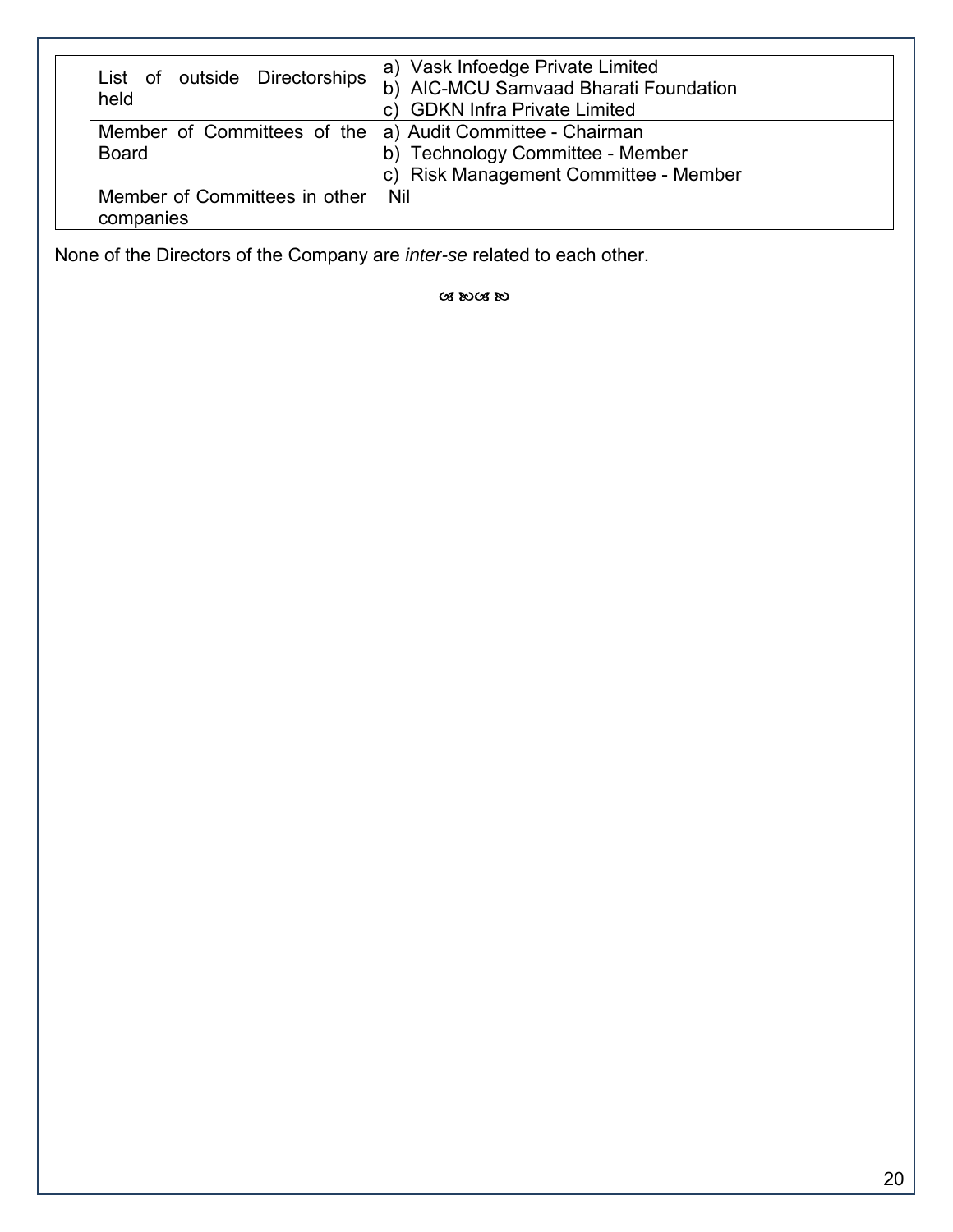| | | |
|---|---|---|
| | List of outside Directorships held | a) Vask Infoedge Private Limited<br>b) AIC-MCU Samvaad Bharati Foundation<br>c) GDKN Infra Private Limited |
| | Member of Committees of the Board | a) Audit Committee - Chairman<br>b) Technology Committee - Member<br>c) Risk Management Committee - Member |
| | Member of Committees in other companies | Nil |

None of the Directors of the Company are *inter-se* related to each other.